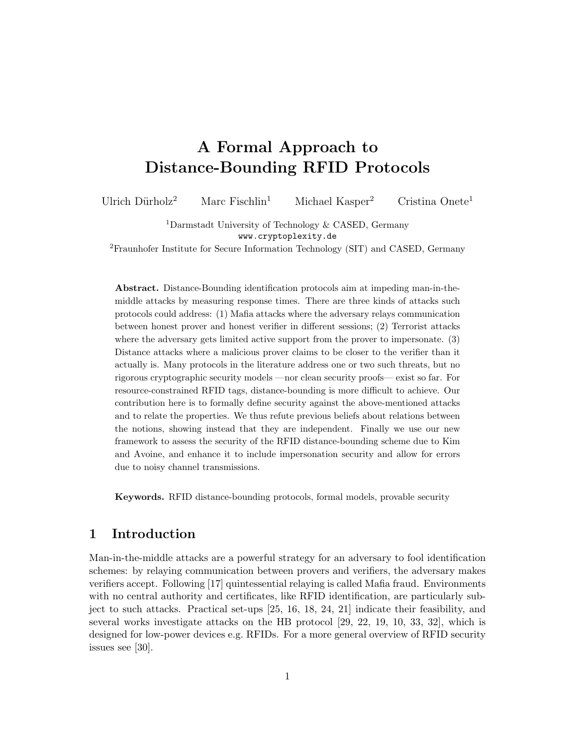# A Formal Approach to Distance-Bounding RFID Protocols

Ulrich Dürholz[2] Marc Fischlin[1] Michael Kasper[2] Cristina Onete[1]

[1]Darmstadt University of Technology & CASED, Germany
www.cryptoplexity.de
[2]Fraunhofer Institute for Secure Information Technology (SIT) and CASED, Germany

**Abstract.** Distance-Bounding identification protocols aim at impeding man-in-the-middle attacks by measuring response times. There are three kinds of attacks such protocols could address: (1) Mafia attacks where the adversary relays communication between honest prover and honest verifier in different sessions; (2) Terrorist attacks where the adversary gets limited active support from the prover to impersonate. (3) Distance attacks where a malicious prover claims to be closer to the verifier than it actually is. Many protocols in the literature address one or two such threats, but no rigorous cryptographic security models —nor clean security proofs— exist so far. For resource-constrained RFID tags, distance-bounding is more difficult to achieve. Our contribution here is to formally define security against the above-mentioned attacks and to relate the properties. We thus refute previous beliefs about relations between the notions, showing instead that they are independent. Finally we use our new framework to assess the security of the RFID distance-bounding scheme due to Kim and Avoine, and enhance it to include impersonation security and allow for errors due to noisy channel transmissions.

**Keywords.** RFID distance-bounding protocols, formal models, provable security

## 1 Introduction

Man-in-the-middle attacks are a powerful strategy for an adversary to fool identification schemes: by relaying communication between provers and verifiers, the adversary makes verifiers accept. Following [17] quintessential relaying is called Mafia fraud. Environments with no central authority and certificates, like RFID identification, are particularly subject to such attacks. Practical set-ups [25, 16, 18, 24, 21] indicate their feasibility, and several works investigate attacks on the HB protocol [29, 22, 19, 10, 33, 32], which is designed for low-power devices e.g. RFIDs. For a more general overview of RFID security issues see [30].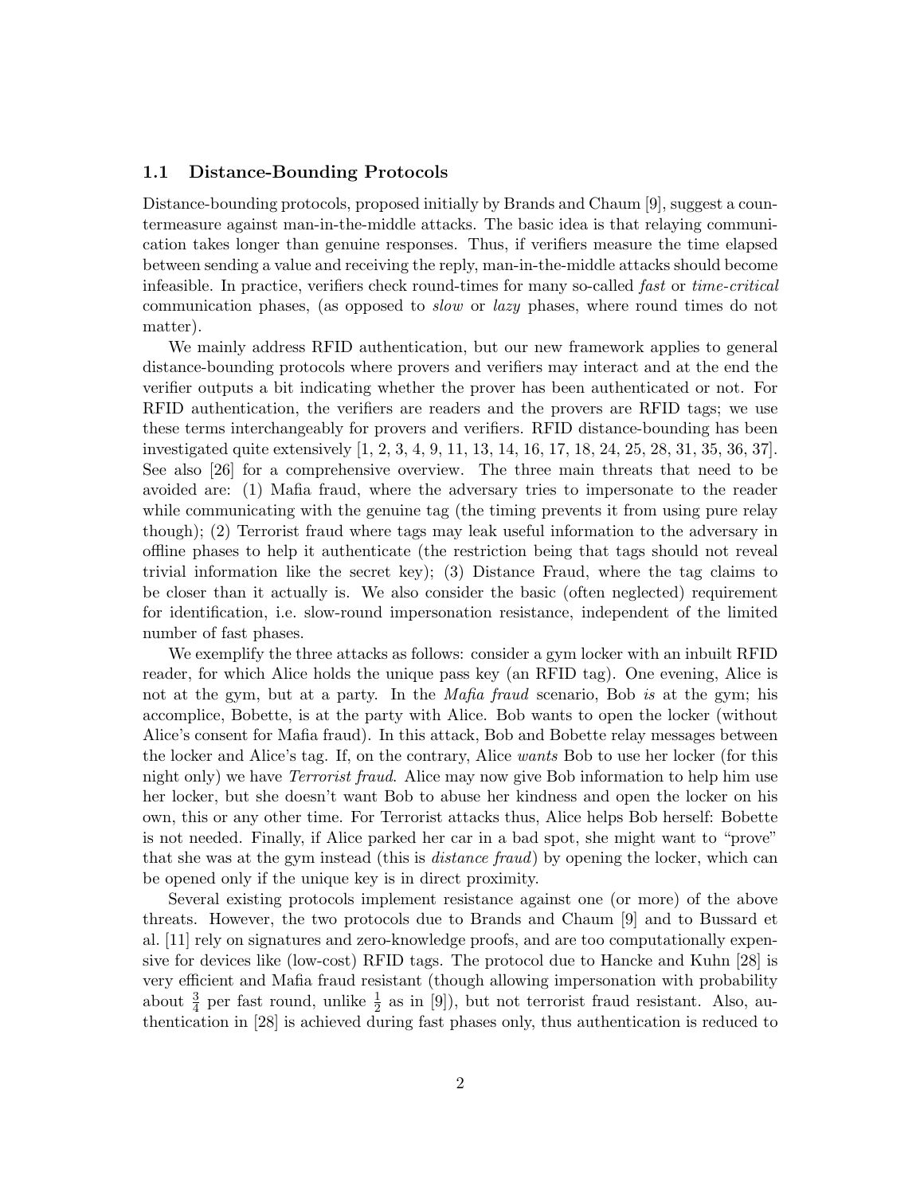### 1.1 Distance-Bounding Protocols

Distance-bounding protocols, proposed initially by Brands and Chaum [9], suggest a countermeasure against man-in-the-middle attacks. The basic idea is that relaying communication takes longer than genuine responses. Thus, if verifiers measure the time elapsed between sending a value and receiving the reply, man-in-the-middle attacks should become infeasible. In practice, verifiers check round-times for many so-called *fast* or *time-critical* communication phases, (as opposed to *slow* or *lazy* phases, where round times do not matter).

We mainly address RFID authentication, but our new framework applies to general distance-bounding protocols where provers and verifiers may interact and at the end the verifier outputs a bit indicating whether the prover has been authenticated or not. For RFID authentication, the verifiers are readers and the provers are RFID tags; we use these terms interchangeably for provers and verifiers. RFID distance-bounding has been investigated quite extensively [1, 2, 3, 4, 9, 11, 13, 14, 16, 17, 18, 24, 25, 28, 31, 35, 36, 37]. See also [26] for a comprehensive overview. The three main threats that need to be avoided are: (1) Mafia fraud, where the adversary tries to impersonate to the reader while communicating with the genuine tag (the timing prevents it from using pure relay though); (2) Terrorist fraud where tags may leak useful information to the adversary in offline phases to help it authenticate (the restriction being that tags should not reveal trivial information like the secret key); (3) Distance Fraud, where the tag claims to be closer than it actually is. We also consider the basic (often neglected) requirement for identification, i.e. slow-round impersonation resistance, independent of the limited number of fast phases.

We exemplify the three attacks as follows: consider a gym locker with an inbuilt RFID reader, for which Alice holds the unique pass key (an RFID tag). One evening, Alice is not at the gym, but at a party. In the *Mafia fraud* scenario, Bob *is* at the gym; his accomplice, Bobette, is at the party with Alice. Bob wants to open the locker (without Alice's consent for Mafia fraud). In this attack, Bob and Bobette relay messages between the locker and Alice's tag. If, on the contrary, Alice *wants* Bob to use her locker (for this night only) we have *Terrorist fraud*. Alice may now give Bob information to help him use her locker, but she doesn't want Bob to abuse her kindness and open the locker on his own, this or any other time. For Terrorist attacks thus, Alice helps Bob herself: Bobette is not needed. Finally, if Alice parked her car in a bad spot, she might want to "prove" that she was at the gym instead (this is *distance fraud*) by opening the locker, which can be opened only if the unique key is in direct proximity.

Several existing protocols implement resistance against one (or more) of the above threats. However, the two protocols due to Brands and Chaum [9] and to Bussard et al. [11] rely on signatures and zero-knowledge proofs, and are too computationally expensive for devices like (low-cost) RFID tags. The protocol due to Hancke and Kuhn [28] is very efficient and Mafia fraud resistant (though allowing impersonation with probability about $\frac{3}{4}$ per fast round, unlike $\frac{1}{2}$ as in [9]), but not terrorist fraud resistant. Also, authentication in [28] is achieved during fast phases only, thus authentication is reduced to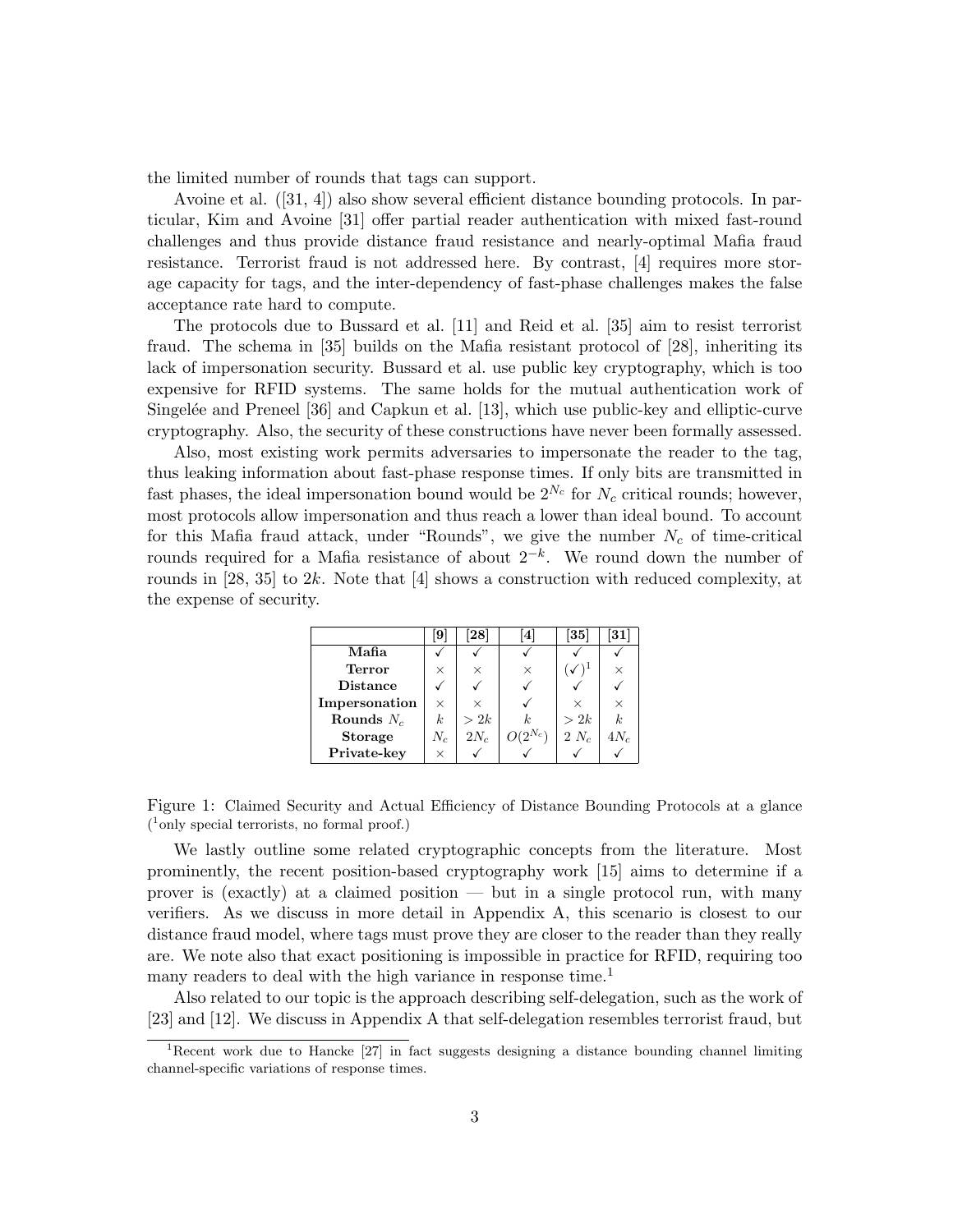the limited number of rounds that tags can support.

Avoine et al. ([31, 4]) also show several efficient distance bounding protocols. In particular, Kim and Avoine [31] offer partial reader authentication with mixed fast-round challenges and thus provide distance fraud resistance and nearly-optimal Mafia fraud resistance. Terrorist fraud is not addressed here. By contrast, [4] requires more storage capacity for tags, and the inter-dependency of fast-phase challenges makes the false acceptance rate hard to compute.

The protocols due to Bussard et al. [11] and Reid et al. [35] aim to resist terrorist fraud. The schema in [35] builds on the Mafia resistant protocol of [28], inheriting its lack of impersonation security. Bussard et al. use public key cryptography, which is too expensive for RFID systems. The same holds for the mutual authentication work of Singelée and Preneel [36] and Capkun et al. [13], which use public-key and elliptic-curve cryptography. Also, the security of these constructions have never been formally assessed.

Also, most existing work permits adversaries to impersonate the reader to the tag, thus leaking information about fast-phase response times. If only bits are transmitted in fast phases, the ideal impersonation bound would be $2^{N_c}$ for $N_c$ critical rounds; however, most protocols allow impersonation and thus reach a lower than ideal bound. To account for this Mafia fraud attack, under "Rounds", we give the number $N_c$ of time-critical rounds required for a Mafia resistance of about $2^{-k}$. We round down the number of rounds in [28, 35] to $2k$. Note that [4] shows a construction with reduced complexity, at the expense of security.

| | [9] | [28] | [4] | [35] | [31] |
|---|---|---|---|---|---|
| **Mafia** | ✓ | ✓ | ✓ | ✓ | ✓ |
| **Terror** | × | × | × | (✓)[1] | × |
| **Distance** | ✓ | ✓ | ✓ | ✓ | ✓ |
| **Impersonation** | × | × | ✓ | × | × |
| **Rounds $N_c$** | $k$ | $> 2k$ | $k$ | $> 2k$ | $k$ |
| **Storage** | $N_c$ | $2N_c$ | $O(2^{N_c})$ | $2\ N_c$ | $4N_c$ |
| **Private-key** | × | ✓ | ✓ | ✓ | ✓ |

Figure 1: Claimed Security and Actual Efficiency of Distance Bounding Protocols at a glance ([1]only special terrorists, no formal proof.)

We lastly outline some related cryptographic concepts from the literature. Most prominently, the recent position-based cryptography work [15] aims to determine if a prover is (exactly) at a claimed position — but in a single protocol run, with many verifiers. As we discuss in more detail in Appendix A, this scenario is closest to our distance fraud model, where tags must prove they are closer to the reader than they really are. We note also that exact positioning is impossible in practice for RFID, requiring too many readers to deal with the high variance in response time.[1]

Also related to our topic is the approach describing self-delegation, such as the work of [23] and [12]. We discuss in Appendix A that self-delegation resembles terrorist fraud, but

[1]Recent work due to Hancke [27] in fact suggests designing a distance bounding channel limiting channel-specific variations of response times.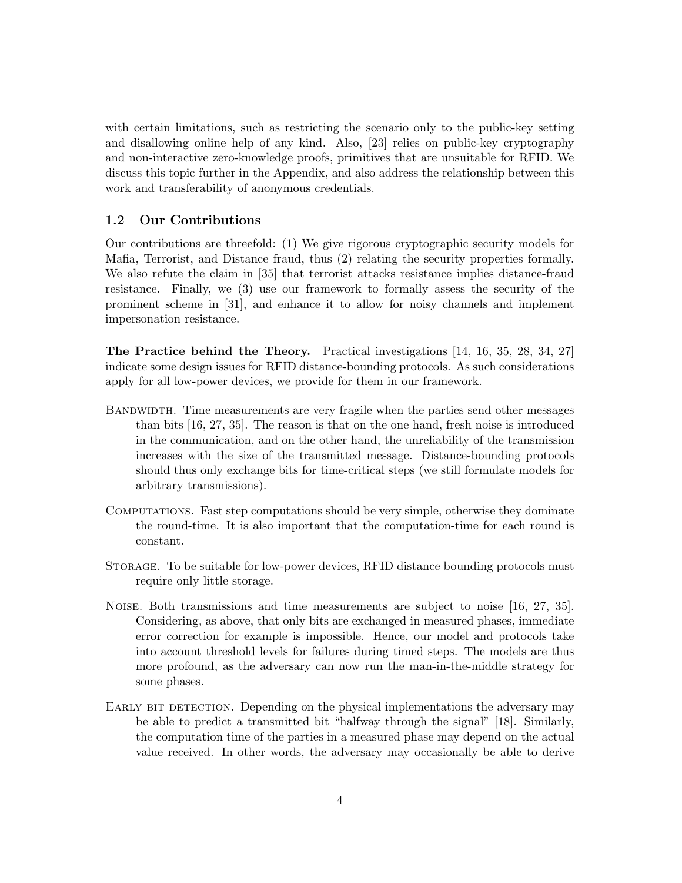with certain limitations, such as restricting the scenario only to the public-key setting and disallowing online help of any kind. Also, [23] relies on public-key cryptography and non-interactive zero-knowledge proofs, primitives that are unsuitable for RFID. We discuss this topic further in the Appendix, and also address the relationship between this work and transferability of anonymous credentials.

### 1.2 Our Contributions

Our contributions are threefold: (1) We give rigorous cryptographic security models for Mafia, Terrorist, and Distance fraud, thus (2) relating the security properties formally. We also refute the claim in [35] that terrorist attacks resistance implies distance-fraud resistance. Finally, we (3) use our framework to formally assess the security of the prominent scheme in [31], and enhance it to allow for noisy channels and implement impersonation resistance.

**The Practice behind the Theory.** Practical investigations [14, 16, 35, 28, 34, 27] indicate some design issues for RFID distance-bounding protocols. As such considerations apply for all low-power devices, we provide for them in our framework.

- Bandwidth. Time measurements are very fragile when the parties send other messages than bits [16, 27, 35]. The reason is that on the one hand, fresh noise is introduced in the communication, and on the other hand, the unreliability of the transmission increases with the size of the transmitted message. Distance-bounding protocols should thus only exchange bits for time-critical steps (we still formulate models for arbitrary transmissions).
- Computations. Fast step computations should be very simple, otherwise they dominate the round-time. It is also important that the computation-time for each round is constant.
- Storage. To be suitable for low-power devices, RFID distance bounding protocols must require only little storage.
- Noise. Both transmissions and time measurements are subject to noise [16, 27, 35]. Considering, as above, that only bits are exchanged in measured phases, immediate error correction for example is impossible. Hence, our model and protocols take into account threshold levels for failures during timed steps. The models are thus more profound, as the adversary can now run the man-in-the-middle strategy for some phases.
- Early bit detection. Depending on the physical implementations the adversary may be able to predict a transmitted bit "halfway through the signal" [18]. Similarly, the computation time of the parties in a measured phase may depend on the actual value received. In other words, the adversary may occasionally be able to derive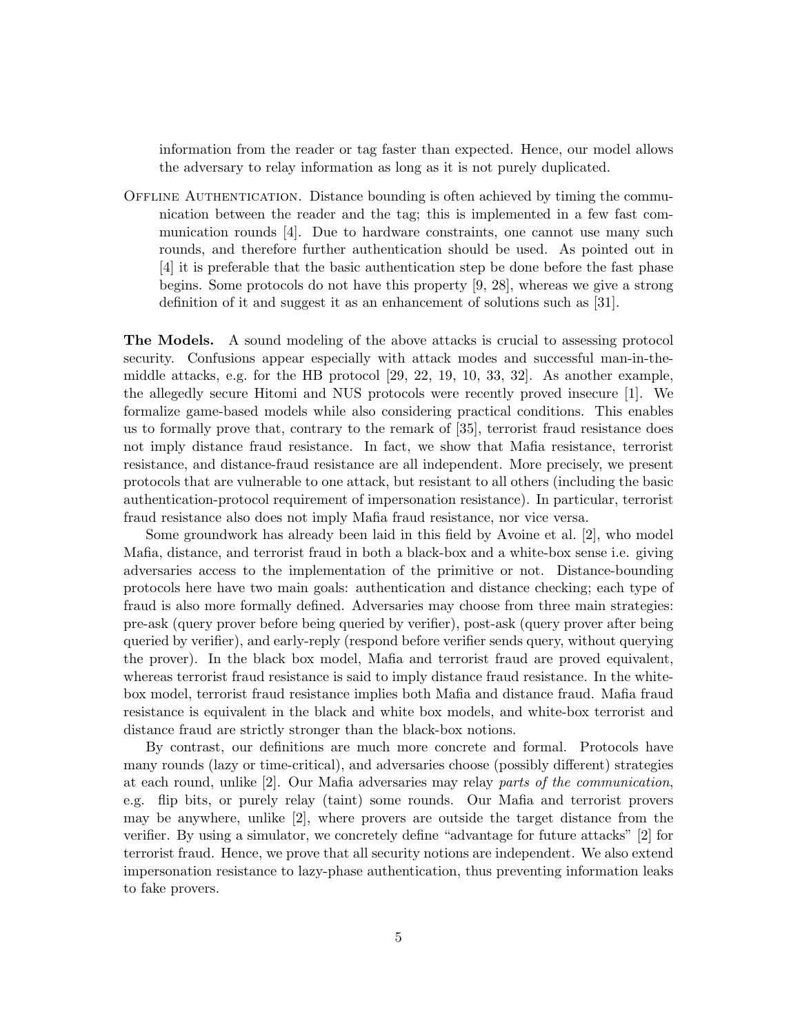information from the reader or tag faster than expected. Hence, our model allows the adversary to relay information as long as it is not purely duplicated.

Offline Authentication. Distance bounding is often achieved by timing the communication between the reader and the tag; this is implemented in a few fast communication rounds [4]. Due to hardware constraints, one cannot use many such rounds, and therefore further authentication should be used. As pointed out in [4] it is preferable that the basic authentication step be done before the fast phase begins. Some protocols do not have this property [9, 28], whereas we give a strong definition of it and suggest it as an enhancement of solutions such as [31].

**The Models.** A sound modeling of the above attacks is crucial to assessing protocol security. Confusions appear especially with attack modes and successful man-in-the-middle attacks, e.g. for the HB protocol [29, 22, 19, 10, 33, 32]. As another example, the allegedly secure Hitomi and NUS protocols were recently proved insecure [1]. We formalize game-based models while also considering practical conditions. This enables us to formally prove that, contrary to the remark of [35], terrorist fraud resistance does not imply distance fraud resistance. In fact, we show that Mafia resistance, terrorist resistance, and distance-fraud resistance are all independent. More precisely, we present protocols that are vulnerable to one attack, but resistant to all others (including the basic authentication-protocol requirement of impersonation resistance). In particular, terrorist fraud resistance also does not imply Mafia fraud resistance, nor vice versa.

Some groundwork has already been laid in this field by Avoine et al. [2], who model Mafia, distance, and terrorist fraud in both a black-box and a white-box sense i.e. giving adversaries access to the implementation of the primitive or not. Distance-bounding protocols here have two main goals: authentication and distance checking; each type of fraud is also more formally defined. Adversaries may choose from three main strategies: pre-ask (query prover before being queried by verifier), post-ask (query prover after being queried by verifier), and early-reply (respond before verifier sends query, without querying the prover). In the black box model, Mafia and terrorist fraud are proved equivalent, whereas terrorist fraud resistance is said to imply distance fraud resistance. In the white-box model, terrorist fraud resistance implies both Mafia and distance fraud. Mafia fraud resistance is equivalent in the black and white box models, and white-box terrorist and distance fraud are strictly stronger than the black-box notions.

By contrast, our definitions are much more concrete and formal. Protocols have many rounds (lazy or time-critical), and adversaries choose (possibly different) strategies at each round, unlike [2]. Our Mafia adversaries may relay *parts of the communication*, e.g. flip bits, or purely relay (taint) some rounds. Our Mafia and terrorist provers may be anywhere, unlike [2], where provers are outside the target distance from the verifier. By using a simulator, we concretely define "advantage for future attacks" [2] for terrorist fraud. Hence, we prove that all security notions are independent. We also extend impersonation resistance to lazy-phase authentication, thus preventing information leaks to fake provers.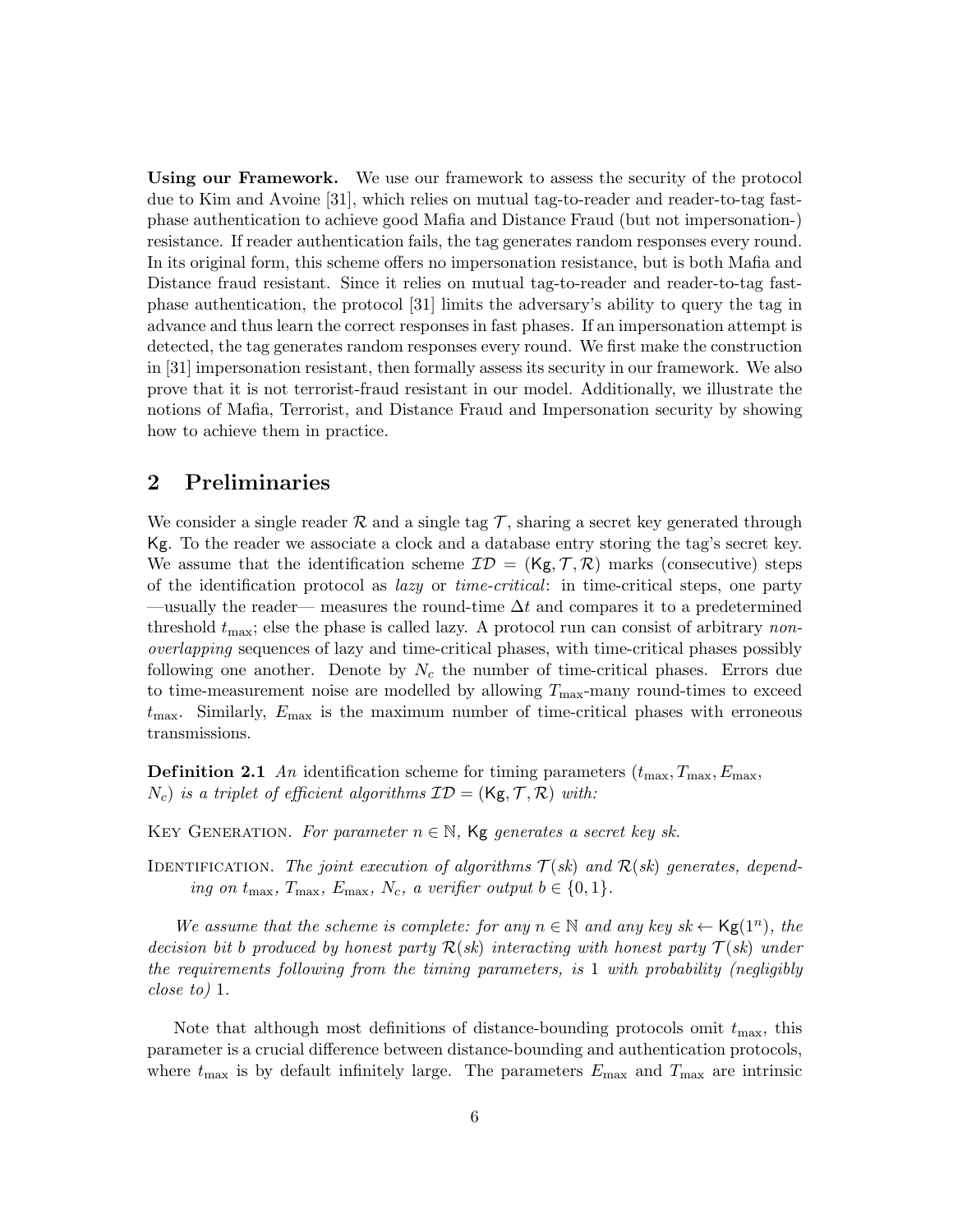**Using our Framework.** We use our framework to assess the security of the protocol due to Kim and Avoine [31], which relies on mutual tag-to-reader and reader-to-tag fast-phase authentication to achieve good Mafia and Distance Fraud (but not impersonation-) resistance. If reader authentication fails, the tag generates random responses every round. In its original form, this scheme offers no impersonation resistance, but is both Mafia and Distance fraud resistant. Since it relies on mutual tag-to-reader and reader-to-tag fast-phase authentication, the protocol [31] limits the adversary's ability to query the tag in advance and thus learn the correct responses in fast phases. If an impersonation attempt is detected, the tag generates random responses every round. We first make the construction in [31] impersonation resistant, then formally assess its security in our framework. We also prove that it is not terrorist-fraud resistant in our model. Additionally, we illustrate the notions of Mafia, Terrorist, and Distance Fraud and Impersonation security by showing how to achieve them in practice.

## 2 Preliminaries

We consider a single reader $\mathcal{R}$ and a single tag $\mathcal{T}$, sharing a secret key generated through $\mathsf{Kg}$. To the reader we associate a clock and a database entry storing the tag's secret key. We assume that the identification scheme $\mathcal{ID} = (\mathsf{Kg}, \mathcal{T}, \mathcal{R})$ marks (consecutive) steps of the identification protocol as *lazy* or *time-critical*: in time-critical steps, one party —usually the reader— measures the round-time $\Delta t$ and compares it to a predetermined threshold $t_{\max}$; else the phase is called lazy. A protocol run can consist of arbitrary *non-overlapping* sequences of lazy and time-critical phases, with time-critical phases possibly following one another. Denote by $N_c$ the number of time-critical phases. Errors due to time-measurement noise are modelled by allowing $T_{\max}$-many round-times to exceed $t_{\max}$. Similarly, $E_{\max}$ is the maximum number of time-critical phases with erroneous transmissions.

**Definition 2.1** *An* identification scheme for timing parameters $(t_{\max}, T_{\max}, E_{\max}, N_c)$ *is a triplet of efficient algorithms* $\mathcal{ID} = (\mathsf{Kg}, \mathcal{T}, \mathcal{R})$ *with:*

Key Generation. *For parameter* $n \in \mathbb{N}$, $\mathsf{Kg}$ *generates a secret key sk.*

Identification. *The joint execution of algorithms* $\mathcal{T}(sk)$ *and* $\mathcal{R}(sk)$ *generates, depending on* $t_{\max}$, $T_{\max}$, $E_{\max}$, $N_c$, *a verifier output* $b \in \{0, 1\}$.

*We assume that the scheme is complete: for any* $n \in \mathbb{N}$ *and any key* $sk \leftarrow \mathsf{Kg}(1^n)$, *the decision bit b produced by honest party* $\mathcal{R}(sk)$ *interacting with honest party* $\mathcal{T}(sk)$ *under the requirements following from the timing parameters, is* 1 *with probability (negligibly close to)* 1.

Note that although most definitions of distance-bounding protocols omit $t_{\max}$, this parameter is a crucial difference between distance-bounding and authentication protocols, where $t_{\max}$ is by default infinitely large. The parameters $E_{\max}$ and $T_{\max}$ are intrinsic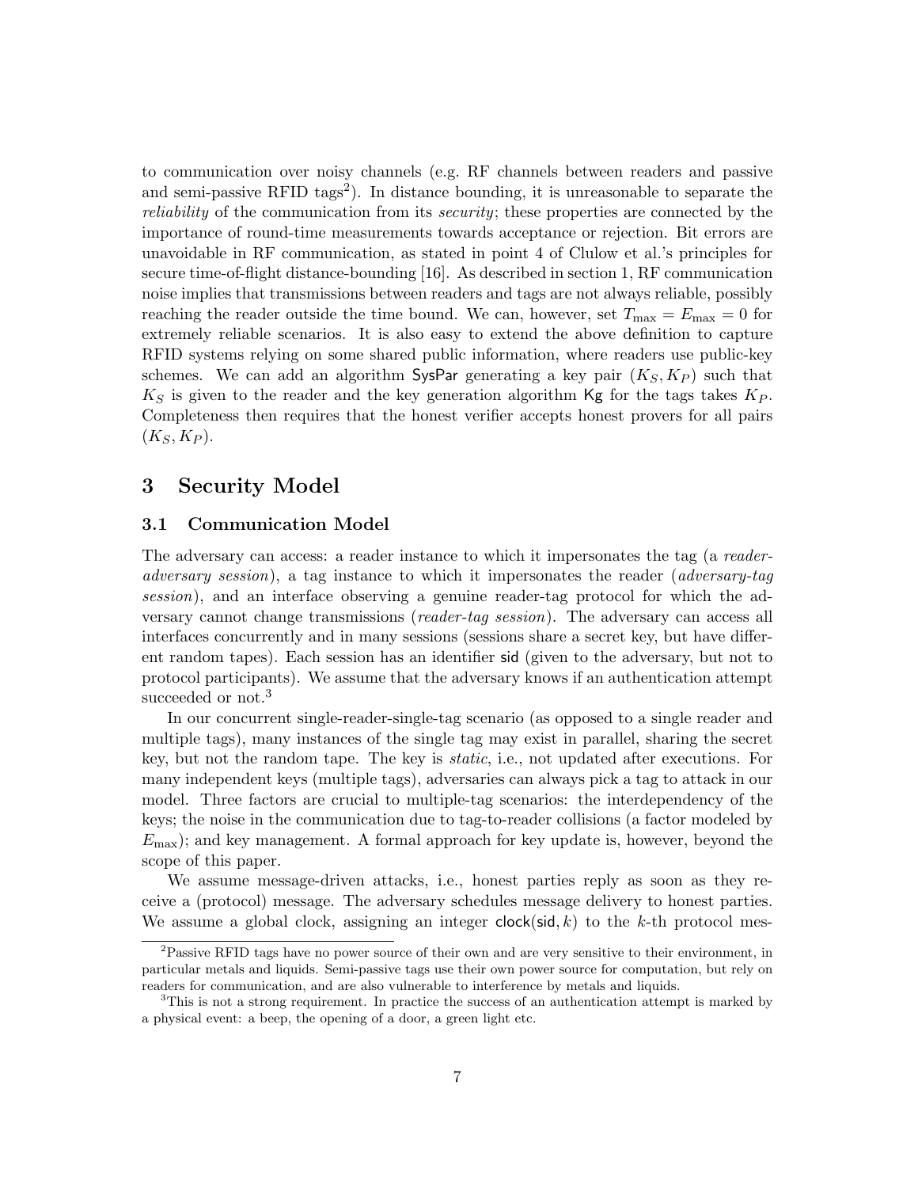to communication over noisy channels (e.g. RF channels between readers and passive and semi-passive RFID tags[2]). In distance bounding, it is unreasonable to separate the *reliability* of the communication from its *security*; these properties are connected by the importance of round-time measurements towards acceptance or rejection. Bit errors are unavoidable in RF communication, as stated in point 4 of Clulow et al.'s principles for secure time-of-flight distance-bounding [16]. As described in section 1, RF communication noise implies that transmissions between readers and tags are not always reliable, possibly reaching the reader outside the time bound. We can, however, set $T_{\max} = E_{\max} = 0$ for extremely reliable scenarios. It is also easy to extend the above definition to capture RFID systems relying on some shared public information, where readers use public-key schemes. We can add an algorithm $\mathsf{SysPar}$ generating a key pair $(K_S, K_P)$ such that $K_S$ is given to the reader and the key generation algorithm $\mathsf{Kg}$ for the tags takes $K_P$. Completeness then requires that the honest verifier accepts honest provers for all pairs $(K_S, K_P)$.

## 3 Security Model

### 3.1 Communication Model

The adversary can access: a reader instance to which it impersonates the tag (a *reader-adversary session*), a tag instance to which it impersonates the reader (*adversary-tag session*), and an interface observing a genuine reader-tag protocol for which the adversary cannot change transmissions (*reader-tag session*). The adversary can access all interfaces concurrently and in many sessions (sessions share a secret key, but have different random tapes). Each session has an identifier $\mathsf{sid}$ (given to the adversary, but not to protocol participants). We assume that the adversary knows if an authentication attempt succeeded or not.[3]

In our concurrent single-reader-single-tag scenario (as opposed to a single reader and multiple tags), many instances of the single tag may exist in parallel, sharing the secret key, but not the random tape. The key is *static*, i.e., not updated after executions. For many independent keys (multiple tags), adversaries can always pick a tag to attack in our model. Three factors are crucial to multiple-tag scenarios: the interdependency of the keys; the noise in the communication due to tag-to-reader collisions (a factor modeled by $E_{\max}$); and key management. A formal approach for key update is, however, beyond the scope of this paper.

We assume message-driven attacks, i.e., honest parties reply as soon as they receive a (protocol) message. The adversary schedules message delivery to honest parties. We assume a global clock, assigning an integer $\mathsf{clock}(\mathsf{sid}, k)$ to the $k$-th protocol mes-

[2] Passive RFID tags have no power source of their own and are very sensitive to their environment, in particular metals and liquids. Semi-passive tags use their own power source for computation, but rely on readers for communication, and are also vulnerable to interference by metals and liquids.

[3] This is not a strong requirement. In practice the success of an authentication attempt is marked by a physical event: a beep, the opening of a door, a green light etc.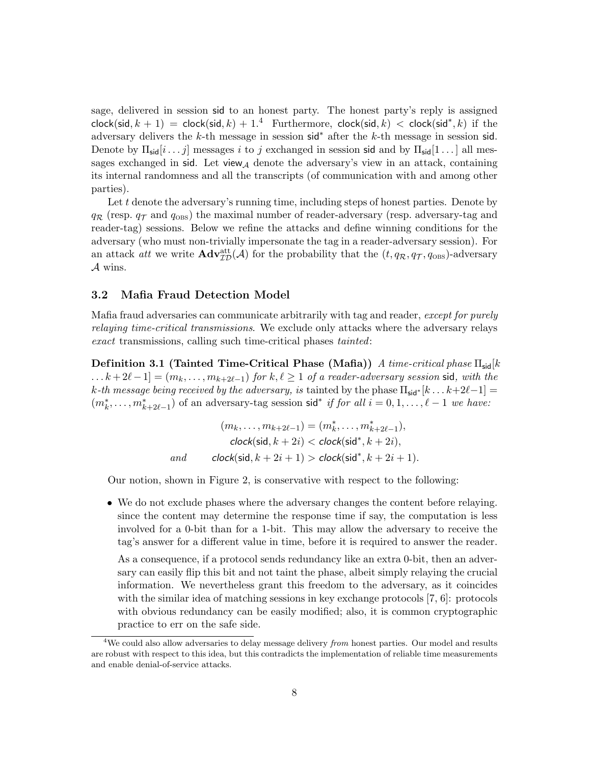sage, delivered in session $\mathsf{sid}$ to an honest party. The honest party's reply is assigned $\mathsf{clock}(\mathsf{sid}, k+1) = \mathsf{clock}(\mathsf{sid}, k) + 1$.[4] Furthermore, $\mathsf{clock}(\mathsf{sid}, k) < \mathsf{clock}(\mathsf{sid}^*, k)$ if the adversary delivers the $k$-th message in session $\mathsf{sid}^*$ after the $k$-th message in session $\mathsf{sid}$. Denote by $\Pi_{\mathsf{sid}}[i \ldots j]$ messages $i$ to $j$ exchanged in session $\mathsf{sid}$ and by $\Pi_{\mathsf{sid}}[1 \ldots]$ all messages exchanged in $\mathsf{sid}$. Let $\mathsf{view}_{\mathcal{A}}$ denote the adversary's view in an attack, containing its internal randomness and all the transcripts (of communication with and among other parties).

Let $t$ denote the adversary's running time, including steps of honest parties. Denote by $q_{\mathcal{R}}$ (resp. $q_{\mathcal{T}}$ and $q_{\text{OBS}}$) the maximal number of reader-adversary (resp. adversary-tag and reader-tag) sessions. Below we refine the attacks and define winning conditions for the adversary (who must non-trivially impersonate the tag in a reader-adversary session). For an attack *att* we write $\mathbf{Adv}^{\text{att}}_{\mathcal{ID}}(\mathcal{A})$ for the probability that the $(t, q_{\mathcal{R}}, q_{\mathcal{T}}, q_{\text{OBS}})$-adversary $\mathcal{A}$ wins.

### 3.2 Mafia Fraud Detection Model

Mafia fraud adversaries can communicate arbitrarily with tag and reader, *except for purely relaying time-critical transmissions*. We exclude only attacks where the adversary relays *exact* transmissions, calling such time-critical phases *tainted*:

**Definition 3.1 (Tainted Time-Critical Phase (Mafia))** *A time-critical phase $\Pi_{\mathsf{sid}}[k \ldots k+2\ell-1] = (m_k, \ldots, m_{k+2\ell-1})$ for $k, \ell \geq 1$ of a reader-adversary session $\mathsf{sid}$, with the $k$-th message being received by the adversary, is* tainted *by the phase $\Pi_{\mathsf{sid}^*}[k \ldots k+2\ell-1] = (m^*_k, \ldots, m^*_{k+2\ell-1})$ of an adversary-tag session $\mathsf{sid}^*$ if for all $i = 0, 1, \ldots, \ell-1$ we have:*

$$
\begin{aligned}
(m_k, \ldots, m_{k+2\ell-1}) &= (m^*_k, \ldots, m^*_{k+2\ell-1}), \\
\mathit{clock}(\mathsf{sid}, k+2i) &< \mathit{clock}(\mathsf{sid}^*, k+2i), \\
\textit{and} \qquad \mathit{clock}(\mathsf{sid}, k+2i+1) &> \mathit{clock}(\mathsf{sid}^*, k+2i+1).
\end{aligned}
$$

Our notion, shown in Figure 2, is conservative with respect to the following:

- We do not exclude phases where the adversary changes the content before relaying. since the content may determine the response time if say, the computation is less involved for a 0-bit than for a 1-bit. This may allow the adversary to receive the tag's answer for a different value in time, before it is required to answer the reader.

  As a consequence, if a protocol sends redundancy like an extra 0-bit, then an adversary can easily flip this bit and not taint the phase, albeit simply relaying the crucial information. We nevertheless grant this freedom to the adversary, as it coincides with the similar idea of matching sessions in key exchange protocols [7, 6]: protocols with obvious redundancy can be easily modified; also, it is common cryptographic practice to err on the safe side.

---

[4] We could also allow adversaries to delay message delivery *from* honest parties. Our model and results are robust with respect to this idea, but this contradicts the implementation of reliable time measurements and enable denial-of-service attacks.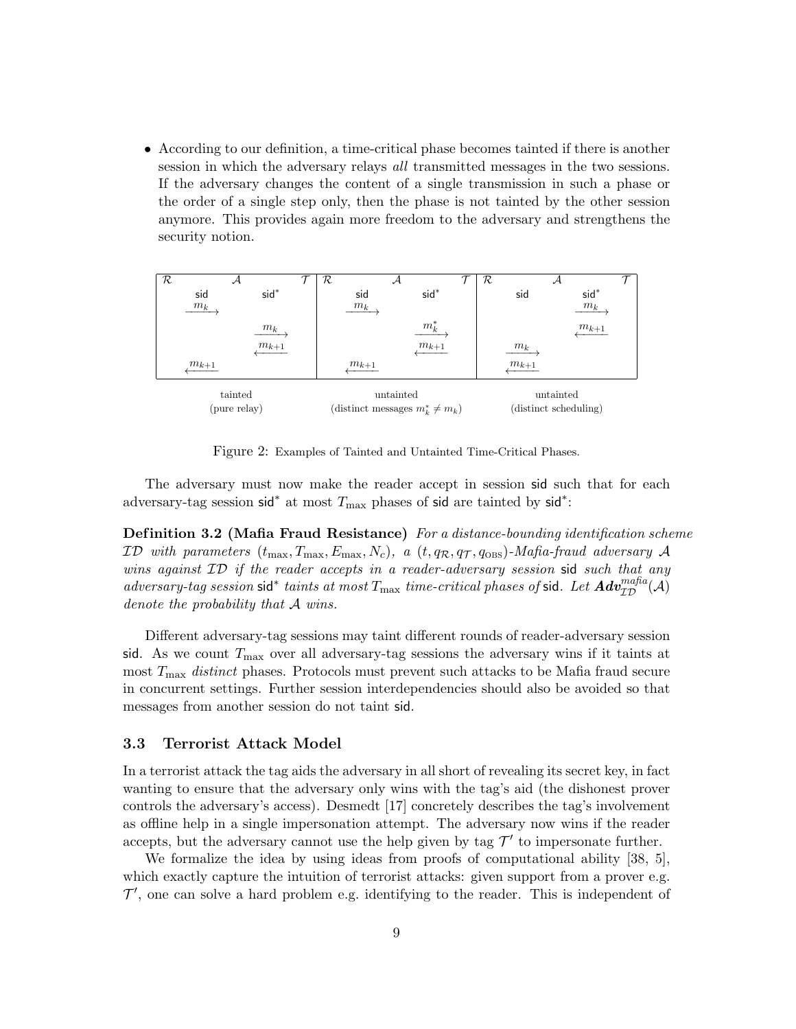- According to our definition, a time-critical phase becomes tainted if there is another session in which the adversary relays *all* transmitted messages in the two sessions. If the adversary changes the content of a single transmission in such a phase or the order of a single step only, then the phase is not tainted by the other session anymore. This provides again more freedom to the adversary and strengthens the security notion.

| $\mathcal{R}$ | $\mathcal{A}$ | $\mathcal{T}$ | $\mathcal{R}$ | $\mathcal{A}$ | $\mathcal{T}$ | $\mathcal{R}$ | $\mathcal{A}$ | $\mathcal{T}$ |
|---|---|---|---|---|---|---|---|---|
| sid | | sid* | sid | | sid* | sid | | sid* |
| $\xrightarrow{m_k}$ | | | $\xrightarrow{m_k}$ | | | | | $\xrightarrow{m_k}$ |
| | | $\xrightarrow{m_k}$ | | | $\xrightarrow{m_k^*}$ | | | $\xleftarrow{m_{k+1}}$ |
| | | $\xleftarrow{m_{k+1}}$ | | | $\xleftarrow{m_{k+1}}$ | $\xrightarrow{m_k}$ | | |
| $\xleftarrow{m_{k+1}}$ | | | $\xleftarrow{m_{k+1}}$ | | | $\xleftarrow{m_{k+1}}$ | | |
| tainted (pure relay) | | | untainted (distinct messages $m_k^* \neq m_k$) | | | untainted (distinct scheduling) | | |

Figure 2: Examples of Tainted and Untainted Time-Critical Phases.

The adversary must now make the reader accept in session sid such that for each adversary-tag session sid* at most $T_{\max}$ phases of sid are tainted by sid*:

**Definition 3.2 (Mafia Fraud Resistance)** *For a distance-bounding identification scheme $\mathcal{ID}$ with parameters $(t_{\max}, T_{\max}, E_{\max}, N_c)$, a $(t, q_{\mathcal{R}}, q_{\mathcal{T}}, q_{\text{OBS}})$-Mafia-fraud adversary $\mathcal{A}$ wins against $\mathcal{ID}$ if the reader accepts in a reader-adversary session* sid *such that any adversary-tag session* sid* *taints at most $T_{\max}$ time-critical phases of* sid*. Let $\boldsymbol{Adv}_{\mathcal{ID}}^{mafia}(\mathcal{A})$ denote the probability that $\mathcal{A}$ wins.*

Different adversary-tag sessions may taint different rounds of reader-adversary session sid. As we count $T_{\max}$ over all adversary-tag sessions the adversary wins if it taints at most $T_{\max}$ *distinct* phases. Protocols must prevent such attacks to be Mafia fraud secure in concurrent settings. Further session interdependencies should also be avoided so that messages from another session do not taint sid.

### 3.3 Terrorist Attack Model

In a terrorist attack the tag aids the adversary in all short of revealing its secret key, in fact wanting to ensure that the adversary only wins with the tag's aid (the dishonest prover controls the adversary's access). Desmedt [17] concretely describes the tag's involvement as offline help in a single impersonation attempt. The adversary now wins if the reader accepts, but the adversary cannot use the help given by tag $\mathcal{T}'$ to impersonate further.

We formalize the idea by using ideas from proofs of computational ability [38, 5], which exactly capture the intuition of terrorist attacks: given support from a prover e.g. $\mathcal{T}'$, one can solve a hard problem e.g. identifying to the reader. This is independent of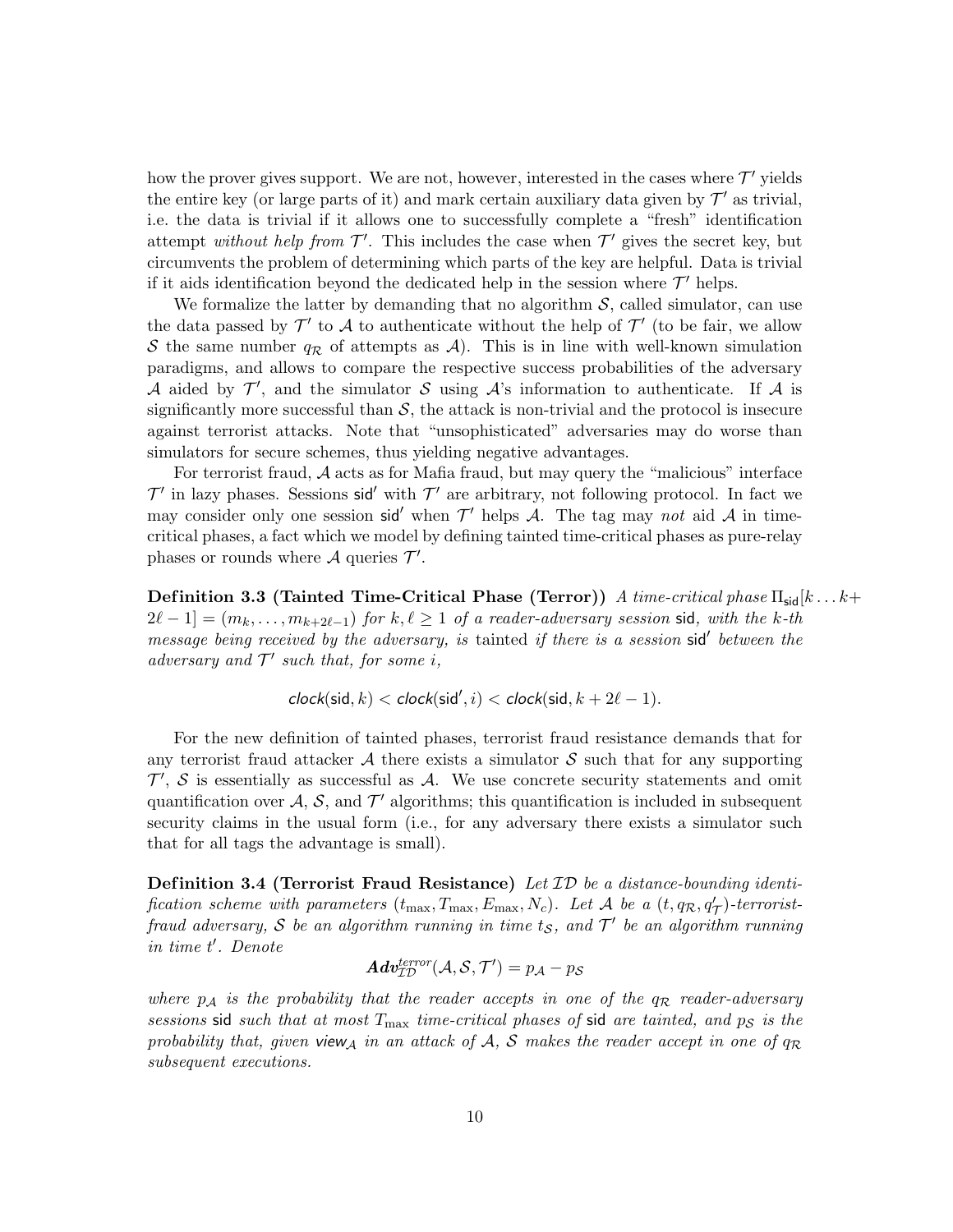how the prover gives support. We are not, however, interested in the cases where $\mathcal{T}'$ yields the entire key (or large parts of it) and mark certain auxiliary data given by $\mathcal{T}'$ as trivial, i.e. the data is trivial if it allows one to successfully complete a "fresh" identification attempt *without help from* $\mathcal{T}'$. This includes the case when $\mathcal{T}'$ gives the secret key, but circumvents the problem of determining which parts of the key are helpful. Data is trivial if it aids identification beyond the dedicated help in the session where $\mathcal{T}'$ helps.

We formalize the latter by demanding that no algorithm $\mathcal{S}$, called simulator, can use the data passed by $\mathcal{T}'$ to $\mathcal{A}$ to authenticate without the help of $\mathcal{T}'$ (to be fair, we allow $\mathcal{S}$ the same number $q_{\mathcal{R}}$ of attempts as $\mathcal{A}$). This is in line with well-known simulation paradigms, and allows to compare the respective success probabilities of the adversary $\mathcal{A}$ aided by $\mathcal{T}'$, and the simulator $\mathcal{S}$ using $\mathcal{A}$'s information to authenticate. If $\mathcal{A}$ is significantly more successful than $\mathcal{S}$, the attack is non-trivial and the protocol is insecure against terrorist attacks. Note that "unsophisticated" adversaries may do worse than simulators for secure schemes, thus yielding negative advantages.

For terrorist fraud, $\mathcal{A}$ acts as for Mafia fraud, but may query the "malicious" interface $\mathcal{T}'$ in lazy phases. Sessions $\mathsf{sid}'$ with $\mathcal{T}'$ are arbitrary, not following protocol. In fact we may consider only one session $\mathsf{sid}'$ when $\mathcal{T}'$ helps $\mathcal{A}$. The tag may *not* aid $\mathcal{A}$ in time-critical phases, a fact which we model by defining tainted time-critical phases as pure-relay phases or rounds where $\mathcal{A}$ queries $\mathcal{T}'$.

**Definition 3.3 (Tainted Time-Critical Phase (Terror))** *A time-critical phase $\Pi_{\mathsf{sid}}[k \ldots k+2\ell-1] = (m_k, \ldots, m_{k+2\ell-1})$ for $k, \ell \geq 1$ of a reader-adversary session $\mathsf{sid}$, with the $k$-th message being received by the adversary, is* tainted *if there is a session $\mathsf{sid}'$ between the adversary and $\mathcal{T}'$ such that, for some $i$,*

$$\mathit{clock}(\mathsf{sid}, k) < \mathit{clock}(\mathsf{sid}', i) < \mathit{clock}(\mathsf{sid}, k + 2\ell - 1).$$

For the new definition of tainted phases, terrorist fraud resistance demands that for any terrorist fraud attacker $\mathcal{A}$ there exists a simulator $\mathcal{S}$ such that for any supporting $\mathcal{T}'$, $\mathcal{S}$ is essentially as successful as $\mathcal{A}$. We use concrete security statements and omit quantification over $\mathcal{A}$, $\mathcal{S}$, and $\mathcal{T}'$ algorithms; this quantification is included in subsequent security claims in the usual form (i.e., for any adversary there exists a simulator such that for all tags the advantage is small).

**Definition 3.4 (Terrorist Fraud Resistance)** *Let $\mathcal{ID}$ be a distance-bounding identification scheme with parameters $(t_{\max}, T_{\max}, E_{\max}, N_c)$. Let $\mathcal{A}$ be a $(t, q_{\mathcal{R}}, q'_{\mathcal{T}})$-terrorist-fraud adversary, $\mathcal{S}$ be an algorithm running in time $t_{\mathcal{S}}$, and $\mathcal{T}'$ be an algorithm running in time $t'$. Denote*

$$\mathbf{Adv}^{terror}_{\mathcal{ID}}(\mathcal{A}, \mathcal{S}, \mathcal{T}') = p_{\mathcal{A}} - p_{\mathcal{S}}$$

*where $p_{\mathcal{A}}$ is the probability that the reader accepts in one of the $q_{\mathcal{R}}$ reader-adversary sessions $\mathsf{sid}$ such that at most $T_{\max}$ time-critical phases of $\mathsf{sid}$ are tainted, and $p_{\mathcal{S}}$ is the probability that, given $\mathsf{view}_{\mathcal{A}}$ in an attack of $\mathcal{A}$, $\mathcal{S}$ makes the reader accept in one of $q_{\mathcal{R}}$ subsequent executions.*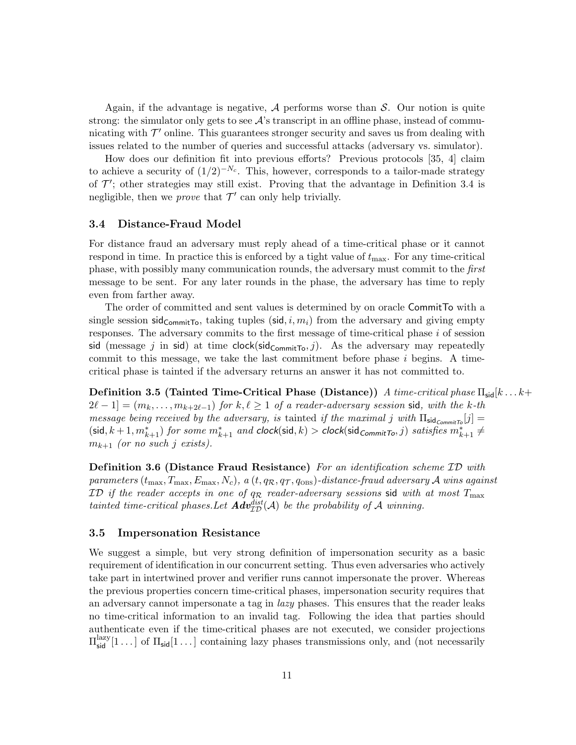Again, if the advantage is negative, $\mathcal{A}$ performs worse than $\mathcal{S}$. Our notion is quite strong: the simulator only gets to see $\mathcal{A}$'s transcript in an offline phase, instead of communicating with $\mathcal{T}'$ online. This guarantees stronger security and saves us from dealing with issues related to the number of queries and successful attacks (adversary vs. simulator).

How does our definition fit into previous efforts? Previous protocols [35, 4] claim to achieve a security of $(1/2)^{-N_c}$. This, however, corresponds to a tailor-made strategy of $\mathcal{T}'$; other strategies may still exist. Proving that the advantage in Definition 3.4 is negligible, then we *prove* that $\mathcal{T}'$ can only help trivially.

### 3.4 Distance-Fraud Model

For distance fraud an adversary must reply ahead of a time-critical phase or it cannot respond in time. In practice this is enforced by a tight value of $t_{\max}$. For any time-critical phase, with possibly many communication rounds, the adversary must commit to the *first* message to be sent. For any later rounds in the phase, the adversary has time to reply even from farther away.

The order of committed and sent values is determined by on oracle $\mathsf{CommitTo}$ with a single session $\mathsf{sid}_{\mathsf{CommitTo}}$, taking tuples $(\mathsf{sid}, i, m_i)$ from the adversary and giving empty responses. The adversary commits to the first message of time-critical phase $i$ of session $\mathsf{sid}$ (message $j$ in $\mathsf{sid}$) at time $\mathsf{clock}(\mathsf{sid}_{\mathsf{CommitTo}}, j)$. As the adversary may repeatedly commit to this message, we take the last commitment before phase $i$ begins. A time-critical phase is tainted if the adversary returns an answer it has not committed to.

**Definition 3.5 (Tainted Time-Critical Phase (Distance))** *A time-critical phase $\Pi_{\mathsf{sid}}[k \ldots k+2\ell-1] = (m_k, \ldots, m_{k+2\ell-1})$ for $k, \ell \geq 1$ of a reader-adversary session $\mathsf{sid}$, with the $k$-th message being received by the adversary, is* tainted *if the maximal $j$ with $\Pi_{\mathsf{sid}_{\mathsf{CommitTo}}}[j] = (\mathsf{sid}, k+1, m^*_{k+1})$ for some $m^*_{k+1}$ and $\mathsf{clock}(\mathsf{sid}, k) > \mathsf{clock}(\mathsf{sid}_{\mathsf{CommitTo}}, j)$ satisfies $m^*_{k+1} \neq m_{k+1}$ (or no such $j$ exists).*

**Definition 3.6 (Distance Fraud Resistance)** *For an identification scheme $\mathcal{ID}$ with parameters $(t_{\max}, T_{\max}, E_{\max}, N_c)$, a $(t, q_{\mathcal{R}}, q_{\mathcal{T}}, q_{\text{OBS}})$-distance-fraud adversary $\mathcal{A}$ wins against $\mathcal{ID}$ if the reader accepts in one of $q_{\mathcal{R}}$ reader-adversary sessions $\mathsf{sid}$ with at most $T_{\max}$ tainted time-critical phases.Let $\boldsymbol{Adv}^{dist}_{\mathcal{ID}}(\mathcal{A})$ be the probability of $\mathcal{A}$ winning.*

### 3.5 Impersonation Resistance

We suggest a simple, but very strong definition of impersonation security as a basic requirement of identification in our concurrent setting. Thus even adversaries who actively take part in intertwined prover and verifier runs cannot impersonate the prover. Whereas the previous properties concern time-critical phases, impersonation security requires that an adversary cannot impersonate a tag in *lazy* phases. This ensures that the reader leaks no time-critical information to an invalid tag. Following the idea that parties should authenticate even if the time-critical phases are not executed, we consider projections $\Pi^{\text{lazy}}_{\mathsf{sid}}[1 \ldots]$ of $\Pi_{\mathsf{sid}}[1 \ldots]$ containing lazy phases transmissions only, and (not necessarily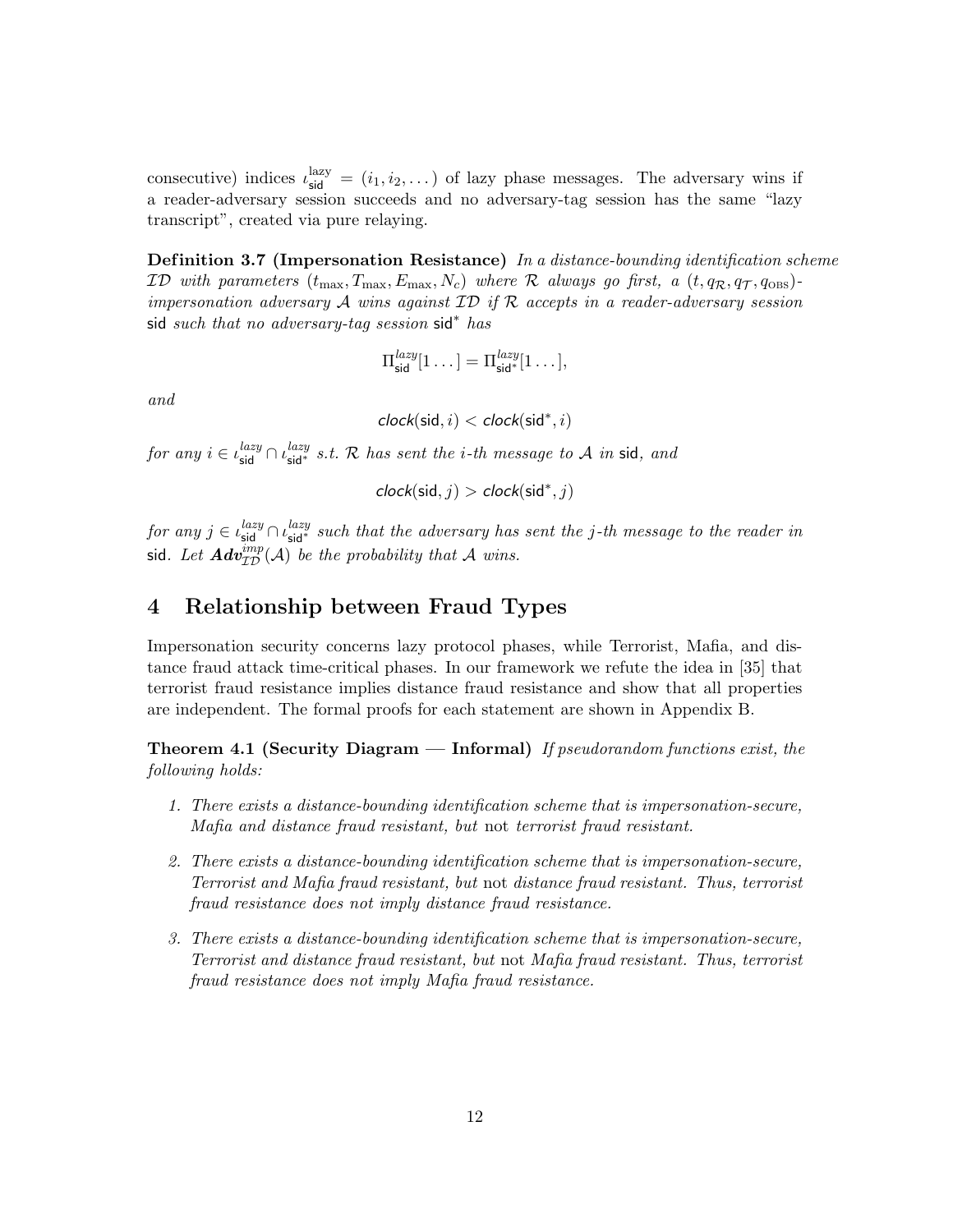consecutive) indices $\iota^{\text{lazy}}_{\mathsf{sid}} = (i_1, i_2, \dots)$ of lazy phase messages. The adversary wins if a reader-adversary session succeeds and no adversary-tag session has the same "lazy transcript", created via pure relaying.

**Definition 3.7 (Impersonation Resistance)** *In a distance-bounding identification scheme $\mathcal{ID}$ with parameters $(t_{\max}, T_{\max}, E_{\max}, N_c)$ where $\mathcal{R}$ always go first, a $(t, q_{\mathcal{R}}, q_{\mathcal{T}}, q_{\text{OBS}})$-impersonation adversary $\mathcal{A}$ wins against $\mathcal{ID}$ if $\mathcal{R}$ accepts in a reader-adversary session* $\mathsf{sid}$ *such that no adversary-tag session* $\mathsf{sid}^*$ *has*

$$\Pi^{lazy}_{\mathsf{sid}}[1\dots] = \Pi^{lazy}_{\mathsf{sid}^*}[1\dots],$$

*and*

$$\mathit{clock}(\mathsf{sid}, i) < \mathit{clock}(\mathsf{sid}^*, i)$$

*for any $i \in \iota^{lazy}_{\mathsf{sid}} \cap \iota^{lazy}_{\mathsf{sid}^*}$ s.t. $\mathcal{R}$ has sent the $i$-th message to $\mathcal{A}$ in* $\mathsf{sid}$*, and*

$$\mathit{clock}(\mathsf{sid}, j) > \mathit{clock}(\mathsf{sid}^*, j)$$

*for any $j \in \iota^{lazy}_{\mathsf{sid}} \cap \iota^{lazy}_{\mathsf{sid}^*}$ such that the adversary has sent the $j$-th message to the reader in* $\mathsf{sid}$*. Let $\boldsymbol{Adv}^{imp}_{\mathcal{ID}}(\mathcal{A})$ be the probability that $\mathcal{A}$ wins.*

# 4 Relationship between Fraud Types

Impersonation security concerns lazy protocol phases, while Terrorist, Mafia, and distance fraud attack time-critical phases. In our framework we refute the idea in [35] that terrorist fraud resistance implies distance fraud resistance and show that all properties are independent. The formal proofs for each statement are shown in Appendix B.

**Theorem 4.1 (Security Diagram — Informal)** *If pseudorandom functions exist, the following holds:*

1. *There exists a distance-bounding identification scheme that is impersonation-secure, Mafia and distance fraud resistant, but* not *terrorist fraud resistant.*
2. *There exists a distance-bounding identification scheme that is impersonation-secure, Terrorist and Mafia fraud resistant, but* not *distance fraud resistant. Thus, terrorist fraud resistance does not imply distance fraud resistance.*
3. *There exists a distance-bounding identification scheme that is impersonation-secure, Terrorist and distance fraud resistant, but* not *Mafia fraud resistant. Thus, terrorist fraud resistance does not imply Mafia fraud resistance.*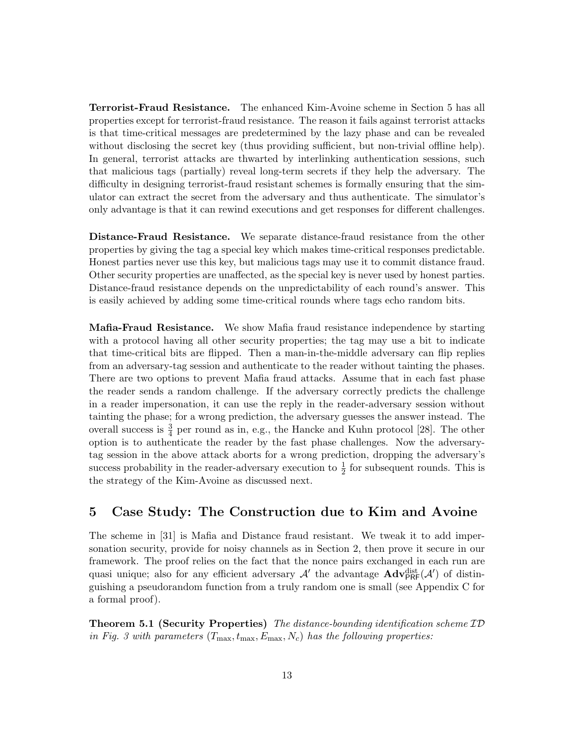**Terrorist-Fraud Resistance.** The enhanced Kim-Avoine scheme in Section 5 has all properties except for terrorist-fraud resistance. The reason it fails against terrorist attacks is that time-critical messages are predetermined by the lazy phase and can be revealed without disclosing the secret key (thus providing sufficient, but non-trivial offline help). In general, terrorist attacks are thwarted by interlinking authentication sessions, such that malicious tags (partially) reveal long-term secrets if they help the adversary. The difficulty in designing terrorist-fraud resistant schemes is formally ensuring that the simulator can extract the secret from the adversary and thus authenticate. The simulator's only advantage is that it can rewind executions and get responses for different challenges.

**Distance-Fraud Resistance.** We separate distance-fraud resistance from the other properties by giving the tag a special key which makes time-critical responses predictable. Honest parties never use this key, but malicious tags may use it to commit distance fraud. Other security properties are unaffected, as the special key is never used by honest parties. Distance-fraud resistance depends on the unpredictability of each round's answer. This is easily achieved by adding some time-critical rounds where tags echo random bits.

**Mafia-Fraud Resistance.** We show Mafia fraud resistance independence by starting with a protocol having all other security properties; the tag may use a bit to indicate that time-critical bits are flipped. Then a man-in-the-middle adversary can flip replies from an adversary-tag session and authenticate to the reader without tainting the phases. There are two options to prevent Mafia fraud attacks. Assume that in each fast phase the reader sends a random challenge. If the adversary correctly predicts the challenge in a reader impersonation, it can use the reply in the reader-adversary session without tainting the phase; for a wrong prediction, the adversary guesses the answer instead. The overall success is $\frac{3}{4}$ per round as in, e.g., the Hancke and Kuhn protocol [28]. The other option is to authenticate the reader by the fast phase challenges. Now the adversary-tag session in the above attack aborts for a wrong prediction, dropping the adversary's success probability in the reader-adversary execution to $\frac{1}{2}$ for subsequent rounds. This is the strategy of the Kim-Avoine as discussed next.

## 5 Case Study: The Construction due to Kim and Avoine

The scheme in [31] is Mafia and Distance fraud resistant. We tweak it to add impersonation security, provide for noisy channels as in Section 2, then prove it secure in our framework. The proof relies on the fact that the nonce pairs exchanged in each run are quasi unique; also for any efficient adversary $\mathcal{A}'$ the advantage $\mathbf{Adv}^{\text{dist}}_{\mathsf{PRF}}(\mathcal{A}')$ of distinguishing a pseudorandom function from a truly random one is small (see Appendix C for a formal proof).

**Theorem 5.1 (Security Properties)** *The distance-bounding identification scheme $\mathcal{ID}$ in Fig. 3 with parameters $(T_{\max}, t_{\max}, E_{\max}, N_c)$ has the following properties:*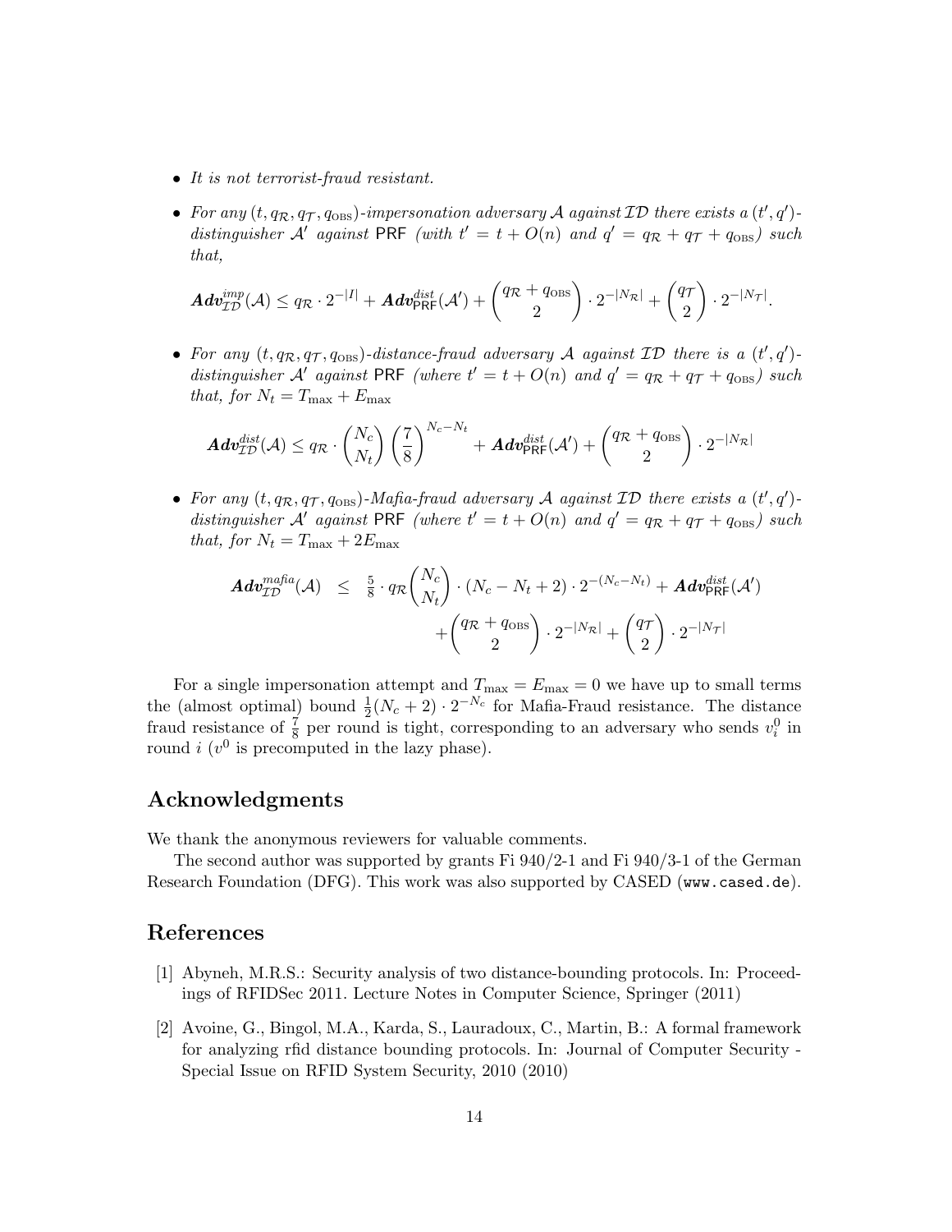- *It is not terrorist-fraud resistant.*
- *For any* $(t, q_{\mathcal{R}}, q_{\mathcal{T}}, q_{\text{OBS}})$*-impersonation adversary* $\mathcal{A}$ *against* $\mathcal{ID}$ *there exists a* $(t', q')$*-distinguisher* $\mathcal{A}'$ *against* $\mathsf{PRF}$ *(with* $t' = t + O(n)$ *and* $q' = q_{\mathcal{R}} + q_{\mathcal{T}} + q_{\text{OBS}}$*) such that,*

$$\boldsymbol{Adv}^{imp}_{\mathcal{ID}}(\mathcal{A}) \leq q_{\mathcal{R}} \cdot 2^{-|I|} + \boldsymbol{Adv}^{dist}_{\mathsf{PRF}}(\mathcal{A}') + \binom{q_{\mathcal{R}} + q_{\text{OBS}}}{2} \cdot 2^{-|N_{\mathcal{R}}|} + \binom{q_{\mathcal{T}}}{2} \cdot 2^{-|N_{\mathcal{T}}|}.$$

- *For any* $(t, q_{\mathcal{R}}, q_{\mathcal{T}}, q_{\text{OBS}})$*-distance-fraud adversary* $\mathcal{A}$ *against* $\mathcal{ID}$ *there is a* $(t', q')$*-distinguisher* $\mathcal{A}'$ *against* $\mathsf{PRF}$ *(where* $t' = t + O(n)$ *and* $q' = q_{\mathcal{R}} + q_{\mathcal{T}} + q_{\text{OBS}}$*) such that, for* $N_t = T_{\max} + E_{\max}$

$$\boldsymbol{Adv}^{dist}_{\mathcal{ID}}(\mathcal{A}) \leq q_{\mathcal{R}} \cdot \binom{N_c}{N_t} \left(\frac{7}{8}\right)^{N_c - N_t} + \boldsymbol{Adv}^{dist}_{\mathsf{PRF}}(\mathcal{A}') + \binom{q_{\mathcal{R}} + q_{\text{OBS}}}{2} \cdot 2^{-|N_{\mathcal{R}}|}$$

- *For any* $(t, q_{\mathcal{R}}, q_{\mathcal{T}}, q_{\text{OBS}})$*-Mafia-fraud adversary* $\mathcal{A}$ *against* $\mathcal{ID}$ *there exists a* $(t', q')$*-distinguisher* $\mathcal{A}'$ *against* $\mathsf{PRF}$ *(where* $t' = t + O(n)$ *and* $q' = q_{\mathcal{R}} + q_{\mathcal{T}} + q_{\text{OBS}}$*) such that, for* $N_t = T_{\max} + 2E_{\max}$

$$\begin{aligned} \boldsymbol{Adv}^{mafia}_{\mathcal{ID}}(\mathcal{A}) \quad \leq \quad & \tfrac{5}{8} \cdot q_{\mathcal{R}} \binom{N_c}{N_t} \cdot (N_c - N_t + 2) \cdot 2^{-(N_c - N_t)} + \boldsymbol{Adv}^{dist}_{\mathsf{PRF}}(\mathcal{A}') \\ & + \binom{q_{\mathcal{R}} + q_{\text{OBS}}}{2} \cdot 2^{-|N_{\mathcal{R}}|} + \binom{q_{\mathcal{T}}}{2} \cdot 2^{-|N_{\mathcal{T}}|} \end{aligned}$$

For a single impersonation attempt and $T_{\max} = E_{\max} = 0$ we have up to small terms the (almost optimal) bound $\frac{1}{2}(N_c + 2) \cdot 2^{-N_c}$ for Mafia-Fraud resistance. The distance fraud resistance of $\frac{7}{8}$ per round is tight, corresponding to an adversary who sends $v_i^0$ in round $i$ ($v^0$ is precomputed in the lazy phase).

## Acknowledgments

We thank the anonymous reviewers for valuable comments.

The second author was supported by grants Fi 940/2-1 and Fi 940/3-1 of the German Research Foundation (DFG). This work was also supported by CASED (`www.cased.de`).

## References

[1] Abyneh, M.R.S.: Security analysis of two distance-bounding protocols. In: Proceedings of RFIDSec 2011. Lecture Notes in Computer Science, Springer (2011)

[2] Avoine, G., Bingol, M.A., Karda, S., Lauradoux, C., Martin, B.: A formal framework for analyzing rfid distance bounding protocols. In: Journal of Computer Security - Special Issue on RFID System Security, 2010 (2010)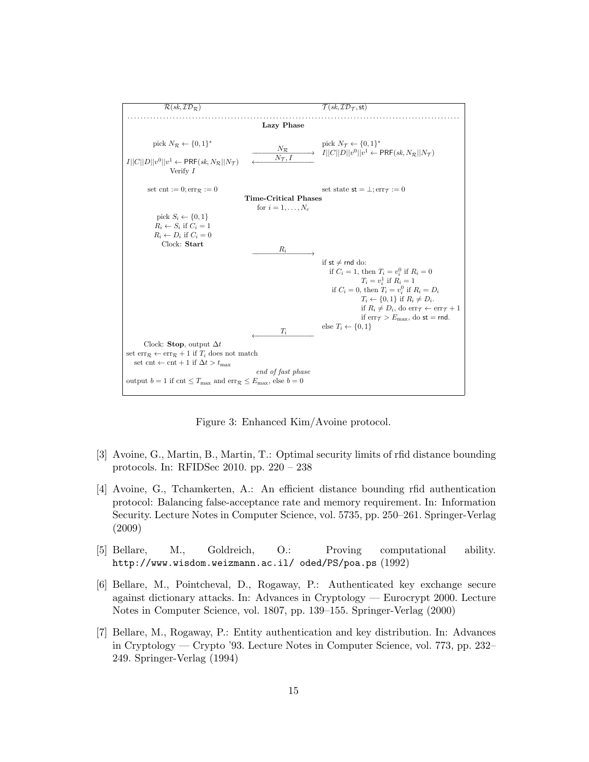| $\mathcal{R}(sk, \mathcal{ID}_{\mathcal{R}})$ | | $\mathcal{T}(sk, \mathcal{ID}_{\mathcal{T}}, \mathsf{st})$ |
|---|---|---|
| | **Lazy Phase** | |
| pick $N_{\mathcal{R}} \leftarrow \{0,1\}^*$ | $\xrightarrow{N_{\mathcal{R}}}$ | pick $N_{\mathcal{T}} \leftarrow \{0,1\}^*$ |
| $I\|\|C\|\|D\|\|v^0\|\|v^1 \leftarrow \mathsf{PRF}(sk, N_{\mathcal{R}}\|\|N_{\mathcal{T}})$ | $\xleftarrow{N_{\mathcal{T}}, I}$ | $I\|\|C\|\|D\|\|v^0\|\|v^1 \leftarrow \mathsf{PRF}(sk, N_{\mathcal{R}}\|\|N_{\mathcal{T}})$ |
| Verify $I$ | | |
| set cnt $:= 0$; $\mathrm{err}_{\mathcal{R}} := 0$ | | set state $\mathsf{st} = \perp$; $\mathrm{err}_{\mathcal{T}} := 0$ |
| | **Time-Critical Phases** for $i = 1, \ldots, N_c$ | |
| pick $S_i \leftarrow \{0,1\}$; $R_i \leftarrow S_i$ if $C_i = 1$; $R_i \leftarrow D_i$ if $C_i = 0$; Clock: **Start** | | |
| | $\xrightarrow{R_i}$ | |
| | | if $\mathsf{st} \neq \mathsf{rnd}$ do: if $C_i = 1$, then $T_i = v_i^0$ if $R_i = 0$; $T_i = v_i^1$ if $R_i = 1$; if $C_i = 0$, then $T_i = v_i^0$ if $R_i = D_i$; $T_i \leftarrow \{0,1\}$ if $R_i \neq D_i$. if $R_i \neq D_i$, do $\mathrm{err}_{\mathcal{T}} \leftarrow \mathrm{err}_{\mathcal{T}} + 1$; if $\mathrm{err}_{\mathcal{T}} > E_{\max}$, do $\mathsf{st} = \mathsf{rnd}$. else $T_i \leftarrow \{0,1\}$ |
| | $\xleftarrow{T_i}$ | |
| Clock: **Stop**, output $\Delta t$; set $\mathrm{err}_{\mathcal{R}} \leftarrow \mathrm{err}_{\mathcal{R}} + 1$ if $T_i$ does not match; set cnt $\leftarrow$ cnt $+ 1$ if $\Delta t > t_{\max}$ | | |
| | *end of fast phase* | |
| output $b = 1$ if cnt $\leq T_{\max}$ and $\mathrm{err}_{\mathcal{R}} \leq E_{\max}$, else $b = 0$ | | |

Figure 3: Enhanced Kim/Avoine protocol.

[3] Avoine, G., Martin, B., Martin, T.: Optimal security limits of rfid distance bounding protocols. In: RFIDSec 2010. pp. 220 – 238

[4] Avoine, G., Tchamkerten, A.: An efficient distance bounding rfid authentication protocol: Balancing false-acceptance rate and memory requirement. In: Information Security. Lecture Notes in Computer Science, vol. 5735, pp. 250–261. Springer-Verlag (2009)

[5] Bellare, M., Goldreich, O.: Proving computational ability. http://www.wisdom.weizmann.ac.il/ oded/PS/poa.ps (1992)

[6] Bellare, M., Pointcheval, D., Rogaway, P.: Authenticated key exchange secure against dictionary attacks. In: Advances in Cryptology — Eurocrypt 2000. Lecture Notes in Computer Science, vol. 1807, pp. 139–155. Springer-Verlag (2000)

[7] Bellare, M., Rogaway, P.: Entity authentication and key distribution. In: Advances in Cryptology — Crypto '93. Lecture Notes in Computer Science, vol. 773, pp. 232–249. Springer-Verlag (1994)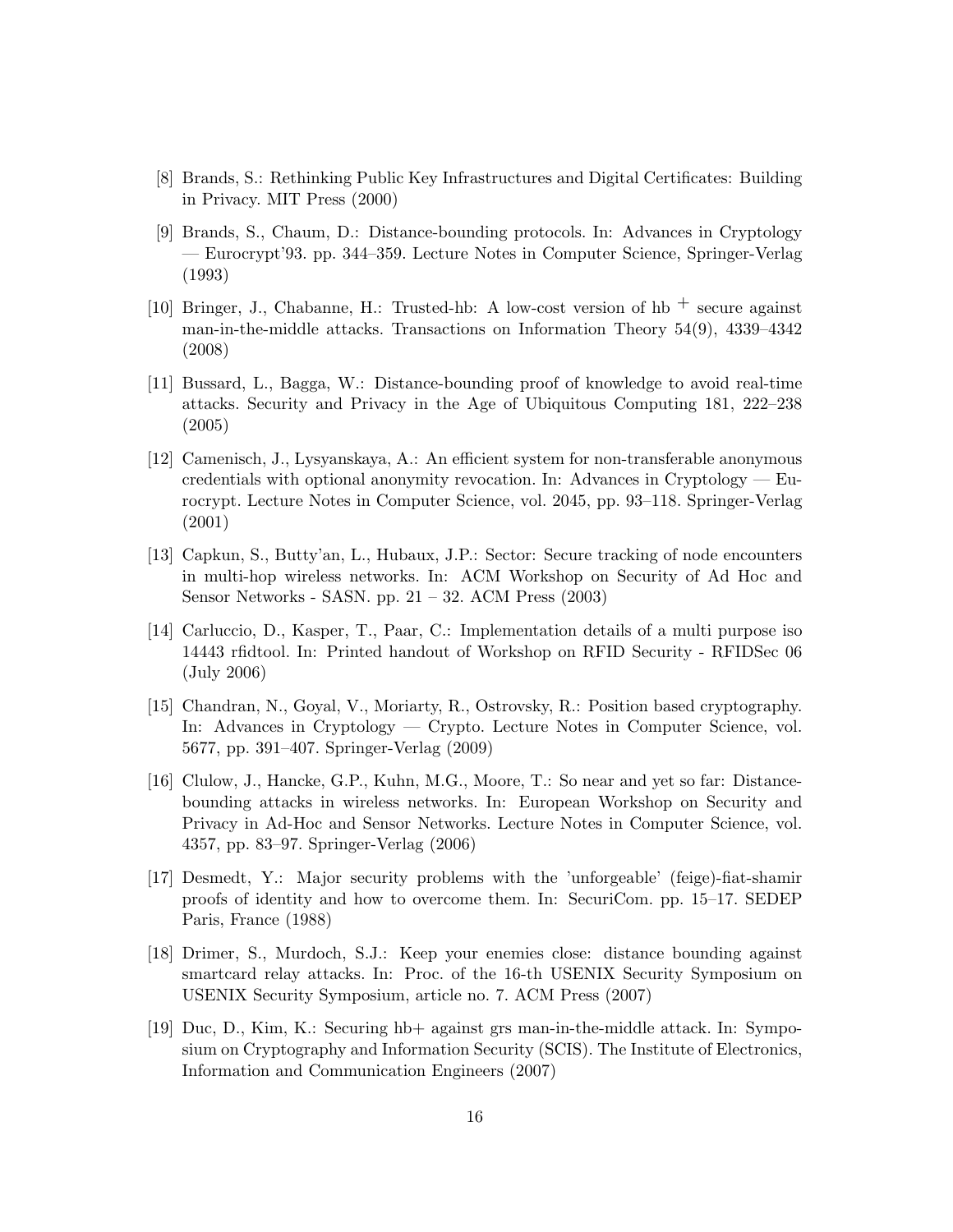[8] Brands, S.: Rethinking Public Key Infrastructures and Digital Certificates: Building in Privacy. MIT Press (2000)

[9] Brands, S., Chaum, D.: Distance-bounding protocols. In: Advances in Cryptology — Eurocrypt'93. pp. 344–359. Lecture Notes in Computer Science, Springer-Verlag (1993)

[10] Bringer, J., Chabanne, H.: Trusted-hb: A low-cost version of hb $^{+}$ secure against man-in-the-middle attacks. Transactions on Information Theory 54(9), 4339–4342 (2008)

[11] Bussard, L., Bagga, W.: Distance-bounding proof of knowledge to avoid real-time attacks. Security and Privacy in the Age of Ubiquitous Computing 181, 222–238 (2005)

[12] Camenisch, J., Lysyanskaya, A.: An efficient system for non-transferable anonymous credentials with optional anonymity revocation. In: Advances in Cryptology — Eurocrypt. Lecture Notes in Computer Science, vol. 2045, pp. 93–118. Springer-Verlag (2001)

[13] Capkun, S., Butty'an, L., Hubaux, J.P.: Sector: Secure tracking of node encounters in multi-hop wireless networks. In: ACM Workshop on Security of Ad Hoc and Sensor Networks - SASN. pp. 21 – 32. ACM Press (2003)

[14] Carluccio, D., Kasper, T., Paar, C.: Implementation details of a multi purpose iso 14443 rfidtool. In: Printed handout of Workshop on RFID Security - RFIDSec 06 (July 2006)

[15] Chandran, N., Goyal, V., Moriarty, R., Ostrovsky, R.: Position based cryptography. In: Advances in Cryptology — Crypto. Lecture Notes in Computer Science, vol. 5677, pp. 391–407. Springer-Verlag (2009)

[16] Clulow, J., Hancke, G.P., Kuhn, M.G., Moore, T.: So near and yet so far: Distance-bounding attacks in wireless networks. In: European Workshop on Security and Privacy in Ad-Hoc and Sensor Networks. Lecture Notes in Computer Science, vol. 4357, pp. 83–97. Springer-Verlag (2006)

[17] Desmedt, Y.: Major security problems with the 'unforgeable' (feige)-fiat-shamir proofs of identity and how to overcome them. In: SecuriCom. pp. 15–17. SEDEP Paris, France (1988)

[18] Drimer, S., Murdoch, S.J.: Keep your enemies close: distance bounding against smartcard relay attacks. In: Proc. of the 16-th USENIX Security Symposium on USENIX Security Symposium, article no. 7. ACM Press (2007)

[19] Duc, D., Kim, K.: Securing hb+ against grs man-in-the-middle attack. In: Symposium on Cryptography and Information Security (SCIS). The Institute of Electronics, Information and Communication Engineers (2007)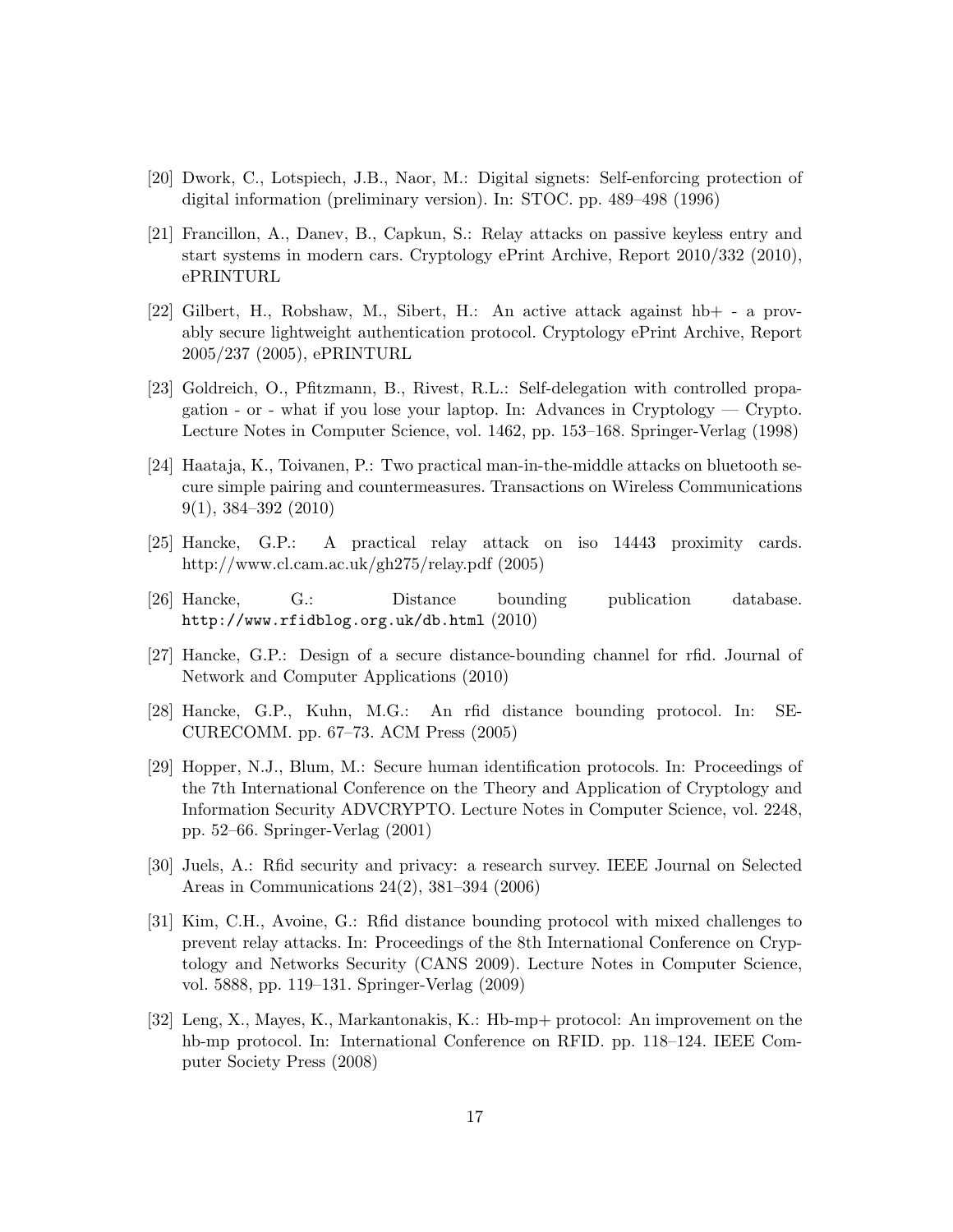[20] Dwork, C., Lotspiech, J.B., Naor, M.: Digital signets: Self-enforcing protection of digital information (preliminary version). In: STOC. pp. 489–498 (1996)

[21] Francillon, A., Danev, B., Capkun, S.: Relay attacks on passive keyless entry and start systems in modern cars. Cryptology ePrint Archive, Report 2010/332 (2010), ePRINTURL

[22] Gilbert, H., Robshaw, M., Sibert, H.: An active attack against hb+ - a provably secure lightweight authentication protocol. Cryptology ePrint Archive, Report 2005/237 (2005), ePRINTURL

[23] Goldreich, O., Pfitzmann, B., Rivest, R.L.: Self-delegation with controlled propagation - or - what if you lose your laptop. In: Advances in Cryptology — Crypto. Lecture Notes in Computer Science, vol. 1462, pp. 153–168. Springer-Verlag (1998)

[24] Haataja, K., Toivanen, P.: Two practical man-in-the-middle attacks on bluetooth secure simple pairing and countermeasures. Transactions on Wireless Communications 9(1), 384–392 (2010)

[25] Hancke, G.P.: A practical relay attack on iso 14443 proximity cards. http://www.cl.cam.ac.uk/gh275/relay.pdf (2005)

[26] Hancke, G.: Distance bounding publication database. `http://www.rfidblog.org.uk/db.html` (2010)

[27] Hancke, G.P.: Design of a secure distance-bounding channel for rfid. Journal of Network and Computer Applications (2010)

[28] Hancke, G.P., Kuhn, M.G.: An rfid distance bounding protocol. In: SECURECOMM. pp. 67–73. ACM Press (2005)

[29] Hopper, N.J., Blum, M.: Secure human identification protocols. In: Proceedings of the 7th International Conference on the Theory and Application of Cryptology and Information Security ADVCRYPTO. Lecture Notes in Computer Science, vol. 2248, pp. 52–66. Springer-Verlag (2001)

[30] Juels, A.: Rfid security and privacy: a research survey. IEEE Journal on Selected Areas in Communications 24(2), 381–394 (2006)

[31] Kim, C.H., Avoine, G.: Rfid distance bounding protocol with mixed challenges to prevent relay attacks. In: Proceedings of the 8th International Conference on Cryptology and Networks Security (CANS 2009). Lecture Notes in Computer Science, vol. 5888, pp. 119–131. Springer-Verlag (2009)

[32] Leng, X., Mayes, K., Markantonakis, K.: Hb-mp+ protocol: An improvement on the hb-mp protocol. In: International Conference on RFID. pp. 118–124. IEEE Computer Society Press (2008)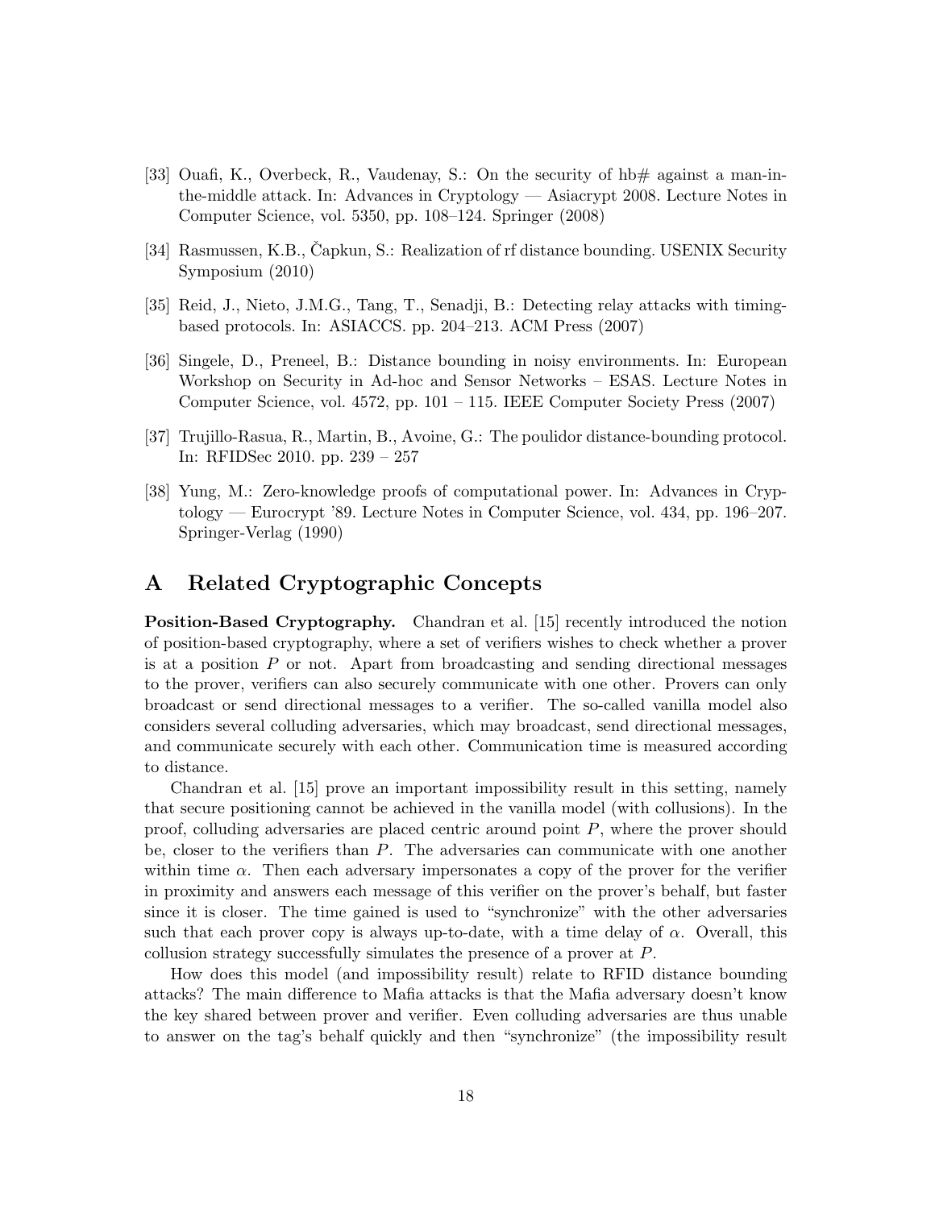[33] Ouafi, K., Overbeck, R., Vaudenay, S.: On the security of hb# against a man-in-the-middle attack. In: Advances in Cryptology — Asiacrypt 2008. Lecture Notes in Computer Science, vol. 5350, pp. 108–124. Springer (2008)

[34] Rasmussen, K.B., Čapkun, S.: Realization of rf distance bounding. USENIX Security Symposium (2010)

[35] Reid, J., Nieto, J.M.G., Tang, T., Senadji, B.: Detecting relay attacks with timing-based protocols. In: ASIACCS. pp. 204–213. ACM Press (2007)

[36] Singele, D., Preneel, B.: Distance bounding in noisy environments. In: European Workshop on Security in Ad-hoc and Sensor Networks – ESAS. Lecture Notes in Computer Science, vol. 4572, pp. 101 – 115. IEEE Computer Society Press (2007)

[37] Trujillo-Rasua, R., Martin, B., Avoine, G.: The poulidor distance-bounding protocol. In: RFIDSec 2010. pp. 239 – 257

[38] Yung, M.: Zero-knowledge proofs of computational power. In: Advances in Cryptology — Eurocrypt '89. Lecture Notes in Computer Science, vol. 434, pp. 196–207. Springer-Verlag (1990)

# A Related Cryptographic Concepts

**Position-Based Cryptography.** Chandran et al. [15] recently introduced the notion of position-based cryptography, where a set of verifiers wishes to check whether a prover is at a position $P$ or not. Apart from broadcasting and sending directional messages to the prover, verifiers can also securely communicate with one other. Provers can only broadcast or send directional messages to a verifier. The so-called vanilla model also considers several colluding adversaries, which may broadcast, send directional messages, and communicate securely with each other. Communication time is measured according to distance.

Chandran et al. [15] prove an important impossibility result in this setting, namely that secure positioning cannot be achieved in the vanilla model (with collusions). In the proof, colluding adversaries are placed centric around point $P$, where the prover should be, closer to the verifiers than $P$. The adversaries can communicate with one another within time $\alpha$. Then each adversary impersonates a copy of the prover for the verifier in proximity and answers each message of this verifier on the prover's behalf, but faster since it is closer. The time gained is used to "synchronize" with the other adversaries such that each prover copy is always up-to-date, with a time delay of $\alpha$. Overall, this collusion strategy successfully simulates the presence of a prover at $P$.

How does this model (and impossibility result) relate to RFID distance bounding attacks? The main difference to Mafia attacks is that the Mafia adversary doesn't know the key shared between prover and verifier. Even colluding adversaries are thus unable to answer on the tag's behalf quickly and then "synchronize" (the impossibility result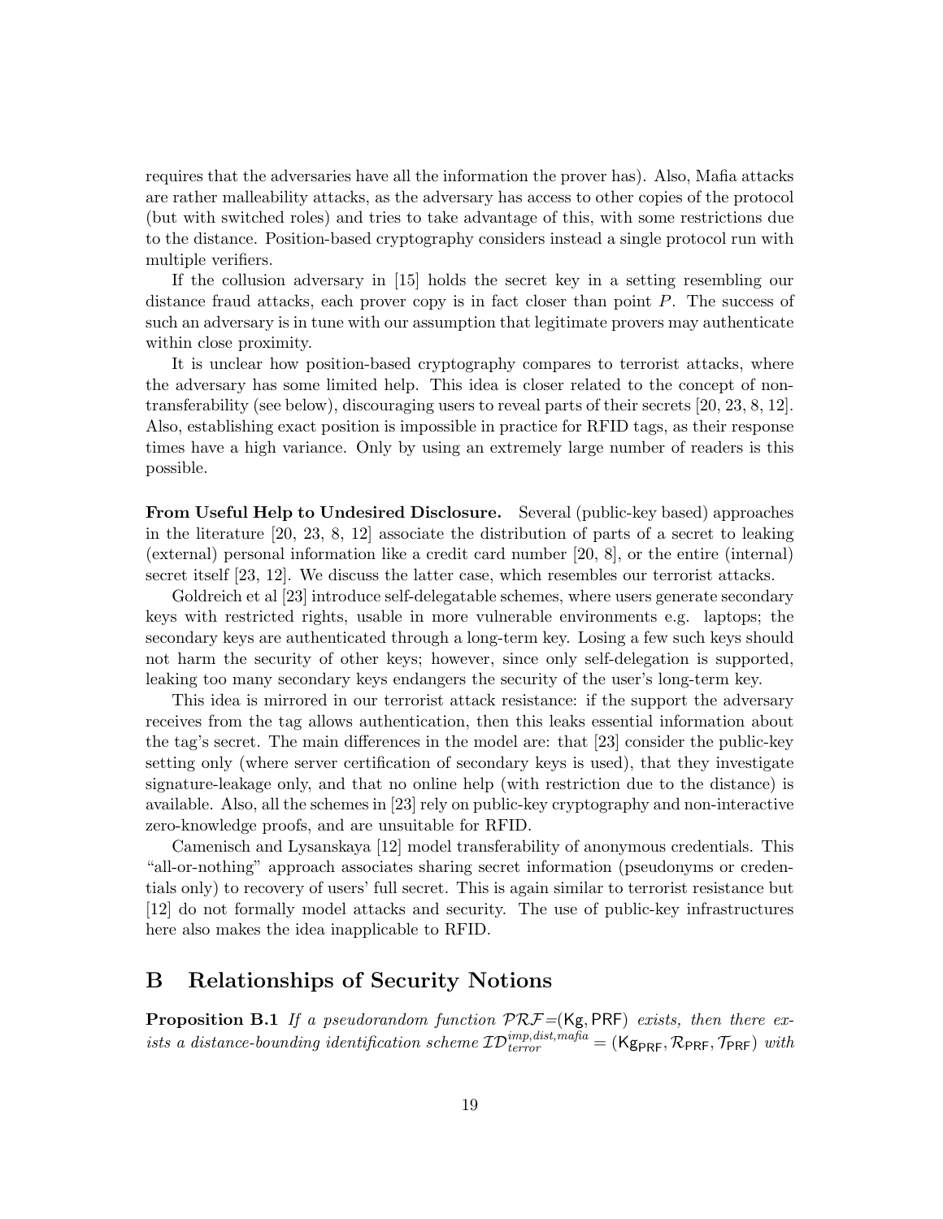requires that the adversaries have all the information the prover has). Also, Mafia attacks are rather malleability attacks, as the adversary has access to other copies of the protocol (but with switched roles) and tries to take advantage of this, with some restrictions due to the distance. Position-based cryptography considers instead a single protocol run with multiple verifiers.

If the collusion adversary in [15] holds the secret key in a setting resembling our distance fraud attacks, each prover copy is in fact closer than point $P$. The success of such an adversary is in tune with our assumption that legitimate provers may authenticate within close proximity.

It is unclear how position-based cryptography compares to terrorist attacks, where the adversary has some limited help. This idea is closer related to the concept of non-transferability (see below), discouraging users to reveal parts of their secrets [20, 23, 8, 12]. Also, establishing exact position is impossible in practice for RFID tags, as their response times have a high variance. Only by using an extremely large number of readers is this possible.

**From Useful Help to Undesired Disclosure.** Several (public-key based) approaches in the literature [20, 23, 8, 12] associate the distribution of parts of a secret to leaking (external) personal information like a credit card number [20, 8], or the entire (internal) secret itself [23, 12]. We discuss the latter case, which resembles our terrorist attacks.

Goldreich et al [23] introduce self-delegatable schemes, where users generate secondary keys with restricted rights, usable in more vulnerable environments e.g. laptops; the secondary keys are authenticated through a long-term key. Losing a few such keys should not harm the security of other keys; however, since only self-delegation is supported, leaking too many secondary keys endangers the security of the user's long-term key.

This idea is mirrored in our terrorist attack resistance: if the support the adversary receives from the tag allows authentication, then this leaks essential information about the tag's secret. The main differences in the model are: that [23] consider the public-key setting only (where server certification of secondary keys is used), that they investigate signature-leakage only, and that no online help (with restriction due to the distance) is available. Also, all the schemes in [23] rely on public-key cryptography and non-interactive zero-knowledge proofs, and are unsuitable for RFID.

Camenisch and Lysanskaya [12] model transferability of anonymous credentials. This "all-or-nothing" approach associates sharing secret information (pseudonyms or credentials only) to recovery of users' full secret. This is again similar to terrorist resistance but [12] do not formally model attacks and security. The use of public-key infrastructures here also makes the idea inapplicable to RFID.

## B Relationships of Security Notions

**Proposition B.1** *If a pseudorandom function* $\mathcal{PRF}$=($\mathsf{Kg}, \mathsf{PRF}$) *exists, then there exists a distance-bounding identification scheme* $\mathcal{ID}_{terror}^{imp,dist,mafia} = (\mathsf{Kg}_{\mathsf{PRF}}, \mathcal{R}_{\mathsf{PRF}}, \mathcal{T}_{\mathsf{PRF}})$ *with*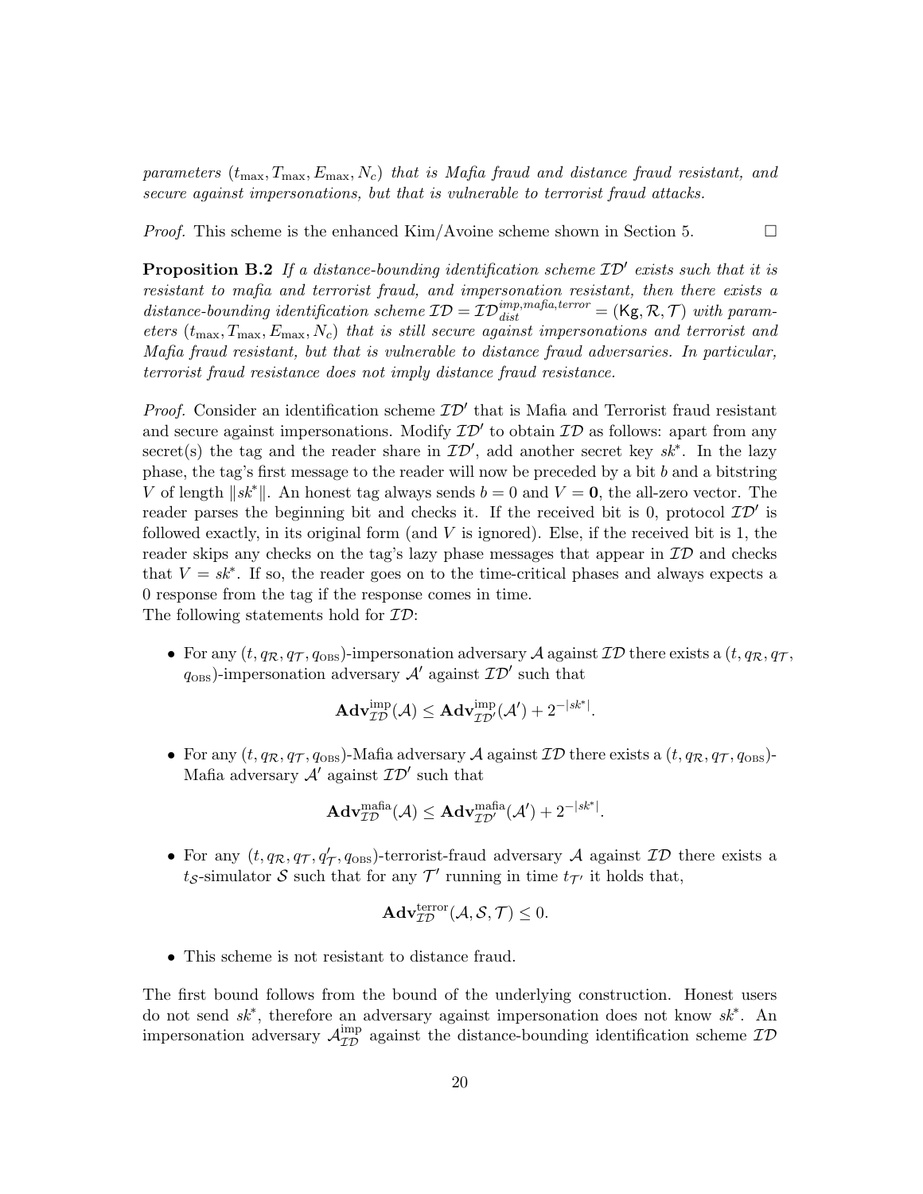*parameters $(t_{\max}, T_{\max}, E_{\max}, N_c)$ that is Mafia fraud and distance fraud resistant, and secure against impersonations, but that is vulnerable to terrorist fraud attacks.*

*Proof.* This scheme is the enhanced Kim/Avoine scheme shown in Section 5. □

**Proposition B.2** *If a distance-bounding identification scheme $\mathcal{ID}'$ exists such that it is resistant to mafia and terrorist fraud, and impersonation resistant, then there exists a distance-bounding identification scheme $\mathcal{ID} = \mathcal{ID}_{dist}^{imp,mafia,terror} = (\mathsf{Kg}, \mathcal{R}, \mathcal{T})$ with parameters $(t_{\max}, T_{\max}, E_{\max}, N_c)$ that is still secure against impersonations and terrorist and Mafia fraud resistant, but that is vulnerable to distance fraud adversaries. In particular, terrorist fraud resistance does not imply distance fraud resistance.*

*Proof.* Consider an identification scheme $\mathcal{ID}'$ that is Mafia and Terrorist fraud resistant and secure against impersonations. Modify $\mathcal{ID}'$ to obtain $\mathcal{ID}$ as follows: apart from any secret(s) the tag and the reader share in $\mathcal{ID}'$, add another secret key $sk^*$. In the lazy phase, the tag's first message to the reader will now be preceded by a bit $b$ and a bitstring $V$ of length $\|sk^*\|$. An honest tag always sends $b = 0$ and $V = \mathbf{0}$, the all-zero vector. The reader parses the beginning bit and checks it. If the received bit is 0, protocol $\mathcal{ID}'$ is followed exactly, in its original form (and $V$ is ignored). Else, if the received bit is 1, the reader skips any checks on the tag's lazy phase messages that appear in $\mathcal{ID}$ and checks that $V = sk^*$. If so, the reader goes on to the time-critical phases and always expects a 0 response from the tag if the response comes in time.
The following statements hold for $\mathcal{ID}$:

- For any $(t, q_{\mathcal{R}}, q_{\mathcal{T}}, q_{\text{OBS}})$-impersonation adversary $\mathcal{A}$ against $\mathcal{ID}$ there exists a $(t, q_{\mathcal{R}}, q_{\mathcal{T}}, q_{\text{OBS}})$-impersonation adversary $\mathcal{A}'$ against $\mathcal{ID}'$ such that

$$\mathbf{Adv}_{\mathcal{ID}}^{\text{imp}}(\mathcal{A}) \leq \mathbf{Adv}_{\mathcal{ID}'}^{\text{imp}}(\mathcal{A}') + 2^{-|sk^*|}.$$

- For any $(t, q_{\mathcal{R}}, q_{\mathcal{T}}, q_{\text{OBS}})$-Mafia adversary $\mathcal{A}$ against $\mathcal{ID}$ there exists a $(t, q_{\mathcal{R}}, q_{\mathcal{T}}, q_{\text{OBS}})$-Mafia adversary $\mathcal{A}'$ against $\mathcal{ID}'$ such that

$$\mathbf{Adv}_{\mathcal{ID}}^{\text{mafia}}(\mathcal{A}) \leq \mathbf{Adv}_{\mathcal{ID}'}^{\text{mafia}}(\mathcal{A}') + 2^{-|sk^*|}.$$

- For any $(t, q_{\mathcal{R}}, q_{\mathcal{T}}, q'_{\mathcal{T}}, q_{\text{OBS}})$-terrorist-fraud adversary $\mathcal{A}$ against $\mathcal{ID}$ there exists a $t_{\mathcal{S}}$-simulator $\mathcal{S}$ such that for any $\mathcal{T}'$ running in time $t_{\mathcal{T}'}$ it holds that,

$$\mathbf{Adv}_{\mathcal{ID}}^{\text{terror}}(\mathcal{A}, \mathcal{S}, \mathcal{T}) \leq 0.$$

- This scheme is not resistant to distance fraud.

The first bound follows from the bound of the underlying construction. Honest users do not send $sk^*$, therefore an adversary against impersonation does not know $sk^*$. An impersonation adversary $\mathcal{A}_{\mathcal{ID}}^{\text{imp}}$ against the distance-bounding identification scheme $\mathcal{ID}$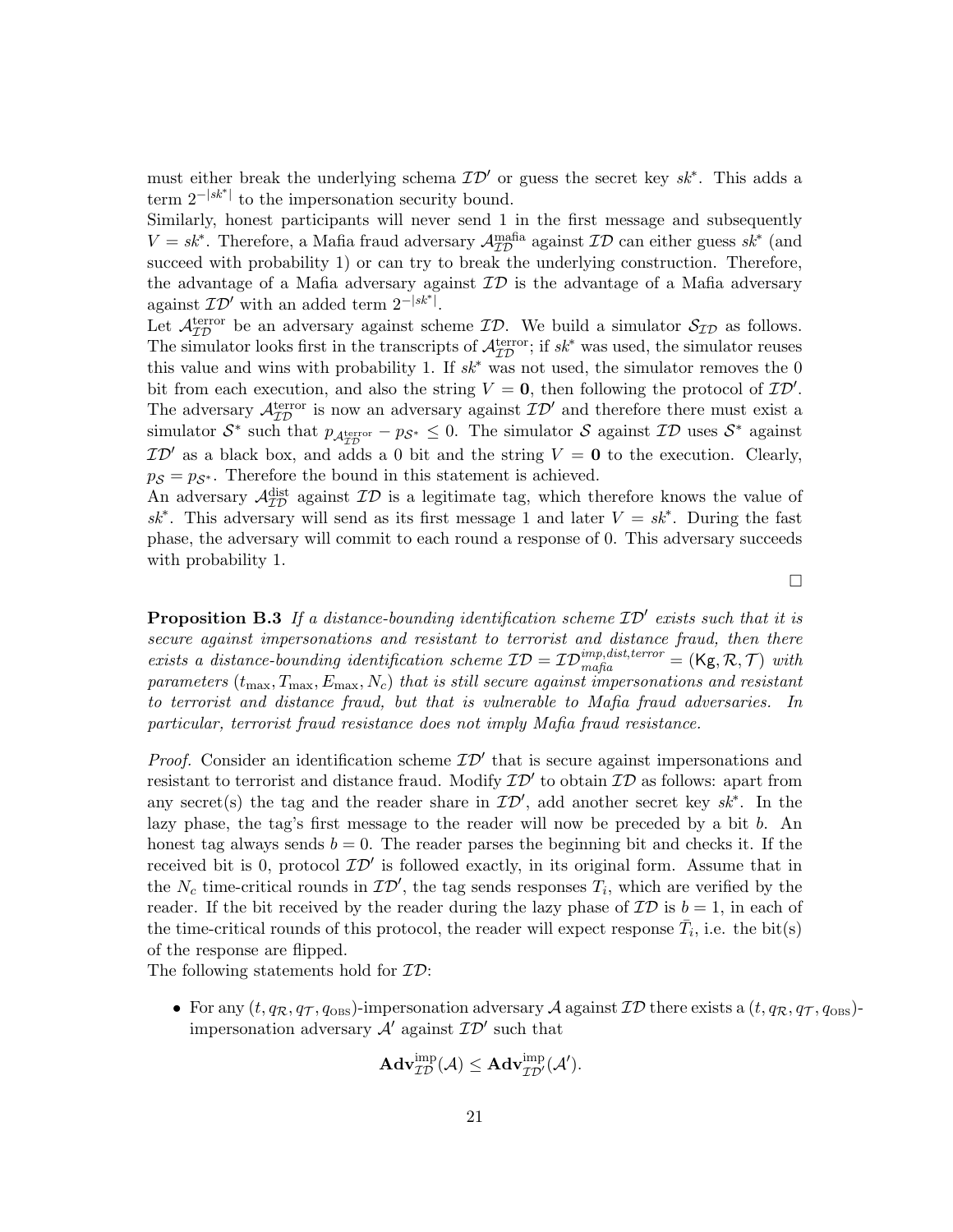must either break the underlying schema $\mathcal{ID}'$ or guess the secret key $sk^*$. This adds a term $2^{-|sk^*|}$ to the impersonation security bound.

Similarly, honest participants will never send 1 in the first message and subsequently $V = sk^*$. Therefore, a Mafia fraud adversary $\mathcal{A}^{\text{mafia}}_{\mathcal{ID}}$ against $\mathcal{ID}$ can either guess $sk^*$ (and succeed with probability 1) or can try to break the underlying construction. Therefore, the advantage of a Mafia adversary against $\mathcal{ID}$ is the advantage of a Mafia adversary against $\mathcal{ID}'$ with an added term $2^{-|sk^*|}$.

Let $\mathcal{A}^{\text{terror}}_{\mathcal{ID}}$ be an adversary against scheme $\mathcal{ID}$. We build a simulator $\mathcal{S}_{\mathcal{ID}}$ as follows. The simulator looks first in the transcripts of $\mathcal{A}^{\text{terror}}_{\mathcal{ID}}$; if $sk^*$ was used, the simulator reuses this value and wins with probability 1. If $sk^*$ was not used, the simulator removes the 0 bit from each execution, and also the string $V = \mathbf{0}$, then following the protocol of $\mathcal{ID}'$. The adversary $\mathcal{A}^{\text{terror}}_{\mathcal{ID}}$ is now an adversary against $\mathcal{ID}'$ and therefore there must exist a simulator $\mathcal{S}^*$ such that $p_{\mathcal{A}^{\text{terror}}_{\mathcal{ID}}} - p_{\mathcal{S}^*} \leq 0$. The simulator $\mathcal{S}$ against $\mathcal{ID}$ uses $\mathcal{S}^*$ against $\mathcal{ID}'$ as a black box, and adds a 0 bit and the string $V = \mathbf{0}$ to the execution. Clearly, $p_{\mathcal{S}} = p_{\mathcal{S}^*}$. Therefore the bound in this statement is achieved.

An adversary $\mathcal{A}^{\text{dist}}_{\mathcal{ID}}$ against $\mathcal{ID}$ is a legitimate tag, which therefore knows the value of $sk^*$. This adversary will send as its first message 1 and later $V = sk^*$. During the fast phase, the adversary will commit to each round a response of 0. This adversary succeeds with probability 1.

$\square$

**Proposition B.3** *If a distance-bounding identification scheme $\mathcal{ID}'$ exists such that it is secure against impersonations and resistant to terrorist and distance fraud, then there exists a distance-bounding identification scheme $\mathcal{ID} = \mathcal{ID}^{imp,dist,terror}_{mafia} = (\mathsf{Kg}, \mathcal{R}, \mathcal{T})$ with parameters $(t_{\max}, T_{\max}, E_{\max}, N_c)$ that is still secure against impersonations and resistant to terrorist and distance fraud, but that is vulnerable to Mafia fraud adversaries. In particular, terrorist fraud resistance does not imply Mafia fraud resistance.*

*Proof.* Consider an identification scheme $\mathcal{ID}'$ that is secure against impersonations and resistant to terrorist and distance fraud. Modify $\mathcal{ID}'$ to obtain $\mathcal{ID}$ as follows: apart from any secret(s) the tag and the reader share in $\mathcal{ID}'$, add another secret key $sk^*$. In the lazy phase, the tag's first message to the reader will now be preceded by a bit $b$. An honest tag always sends $b = 0$. The reader parses the beginning bit and checks it. If the received bit is 0, protocol $\mathcal{ID}'$ is followed exactly, in its original form. Assume that in the $N_c$ time-critical rounds in $\mathcal{ID}'$, the tag sends responses $T_i$, which are verified by the reader. If the bit received by the reader during the lazy phase of $\mathcal{ID}$ is $b = 1$, in each of the time-critical rounds of this protocol, the reader will expect response $\bar{T}_i$, i.e. the bit(s) of the response are flipped.

The following statements hold for $\mathcal{ID}$:

- For any $(t, q_{\mathcal{R}}, q_{\mathcal{T}}, q_{\text{OBS}})$-impersonation adversary $\mathcal{A}$ against $\mathcal{ID}$ there exists a $(t, q_{\mathcal{R}}, q_{\mathcal{T}}, q_{\text{OBS}})$-impersonation adversary $\mathcal{A}'$ against $\mathcal{ID}'$ such that

$$\mathbf{Adv}^{\text{imp}}_{\mathcal{ID}}(\mathcal{A}) \leq \mathbf{Adv}^{\text{imp}}_{\mathcal{ID}'}(\mathcal{A}').$$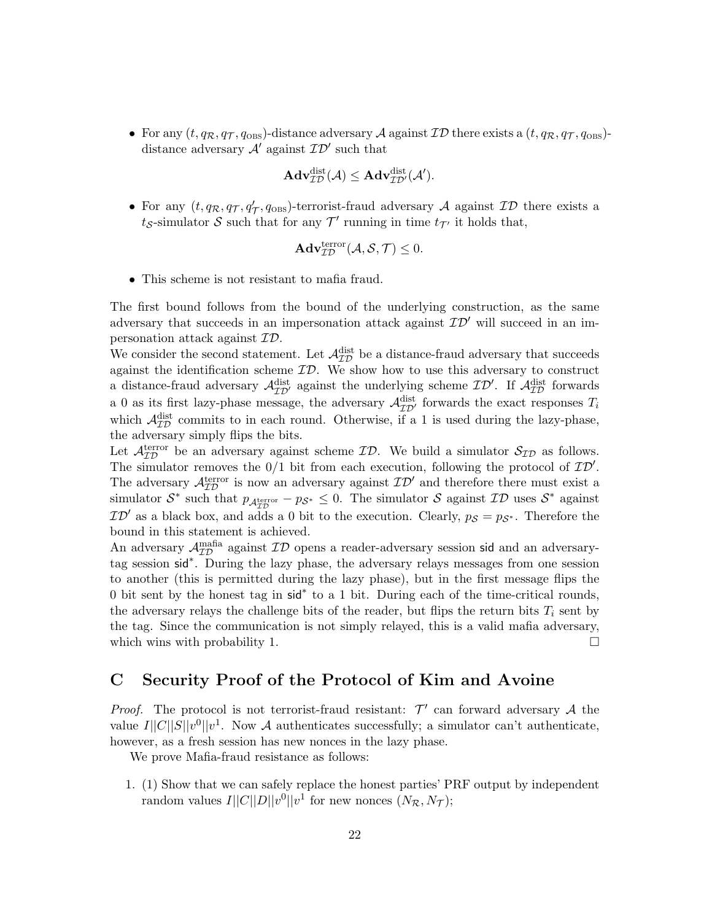- For any $(t, q_{\mathcal{R}}, q_{\mathcal{T}}, q_{\text{OBS}})$-distance adversary $\mathcal{A}$ against $\mathcal{ID}$ there exists a $(t, q_{\mathcal{R}}, q_{\mathcal{T}}, q_{\text{OBS}})$-distance adversary $\mathcal{A}'$ against $\mathcal{ID}'$ such that

$$\mathbf{Adv}^{\text{dist}}_{\mathcal{ID}}(\mathcal{A}) \leq \mathbf{Adv}^{\text{dist}}_{\mathcal{ID}'}(\mathcal{A}').$$

- For any $(t, q_{\mathcal{R}}, q_{\mathcal{T}}, q'_{\mathcal{T}}, q_{\text{OBS}})$-terrorist-fraud adversary $\mathcal{A}$ against $\mathcal{ID}$ there exists a $t_{\mathcal{S}}$-simulator $\mathcal{S}$ such that for any $\mathcal{T}'$ running in time $t_{\mathcal{T}'}$ it holds that,

$$\mathbf{Adv}^{\text{terror}}_{\mathcal{ID}}(\mathcal{A}, \mathcal{S}, \mathcal{T}) \leq 0.$$

- This scheme is not resistant to mafia fraud.

The first bound follows from the bound of the underlying construction, as the same adversary that succeeds in an impersonation attack against $\mathcal{ID}'$ will succeed in an impersonation attack against $\mathcal{ID}$.

We consider the second statement. Let $\mathcal{A}^{\text{dist}}_{\mathcal{ID}}$ be a distance-fraud adversary that succeeds against the identification scheme $\mathcal{ID}$. We show how to use this adversary to construct a distance-fraud adversary $\mathcal{A}^{\text{dist}}_{\mathcal{ID}'}$ against the underlying scheme $\mathcal{ID}'$. If $\mathcal{A}^{\text{dist}}_{\mathcal{ID}}$ forwards a 0 as its first lazy-phase message, the adversary $\mathcal{A}^{\text{dist}}_{\mathcal{ID}'}$ forwards the exact responses $T_i$ which $\mathcal{A}^{\text{dist}}_{\mathcal{ID}}$ commits to in each round. Otherwise, if a 1 is used during the lazy-phase, the adversary simply flips the bits.

Let $\mathcal{A}^{\text{terror}}_{\mathcal{ID}}$ be an adversary against scheme $\mathcal{ID}$. We build a simulator $\mathcal{S}_{\mathcal{ID}}$ as follows. The simulator removes the 0/1 bit from each execution, following the protocol of $\mathcal{ID}'$. The adversary $\mathcal{A}^{\text{terror}}_{\mathcal{ID}}$ is now an adversary against $\mathcal{ID}'$ and therefore there must exist a simulator $\mathcal{S}^*$ such that $p_{\mathcal{A}^{\text{terror}}_{\mathcal{ID}}} - p_{\mathcal{S}^*} \leq 0$. The simulator $\mathcal{S}$ against $\mathcal{ID}$ uses $\mathcal{S}^*$ against $\mathcal{ID}'$ as a black box, and adds a 0 bit to the execution. Clearly, $p_{\mathcal{S}} = p_{\mathcal{S}^*}$. Therefore the bound in this statement is achieved.

An adversary $\mathcal{A}^{\text{mafia}}_{\mathcal{ID}}$ against $\mathcal{ID}$ opens a reader-adversary session $\mathsf{sid}$ and an adversary-tag session $\mathsf{sid}^*$. During the lazy phase, the adversary relays messages from one session to another (this is permitted during the lazy phase), but in the first message flips the 0 bit sent by the honest tag in $\mathsf{sid}^*$ to a 1 bit. During each of the time-critical rounds, the adversary relays the challenge bits of the reader, but flips the return bits $T_i$ sent by the tag. Since the communication is not simply relayed, this is a valid mafia adversary, which wins with probability 1. ☐

## C Security Proof of the Protocol of Kim and Avoine

*Proof.* The protocol is not terrorist-fraud resistant: $\mathcal{T}'$ can forward adversary $\mathcal{A}$ the value $I||C||S||v^0||v^1$. Now $\mathcal{A}$ authenticates successfully; a simulator can't authenticate, however, as a fresh session has new nonces in the lazy phase.

We prove Mafia-fraud resistance as follows:

1. (1) Show that we can safely replace the honest parties' PRF output by independent random values $I||C||D||v^0||v^1$ for new nonces $(N_{\mathcal{R}}, N_{\mathcal{T}})$;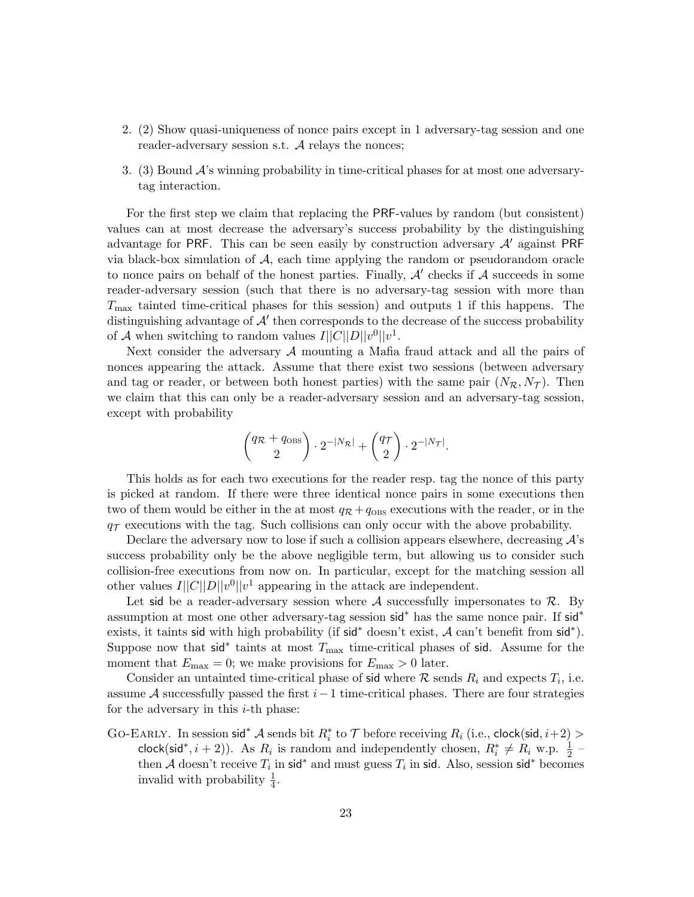2. (2) Show quasi-uniqueness of nonce pairs except in 1 adversary-tag session and one reader-adversary session s.t. $\mathcal{A}$ relays the nonces;

3. (3) Bound $\mathcal{A}$'s winning probability in time-critical phases for at most one adversary-tag interaction.

For the first step we claim that replacing the PRF-values by random (but consistent) values can at most decrease the adversary's success probability by the distinguishing advantage for PRF. This can be seen easily by construction adversary $\mathcal{A}'$ against PRF via black-box simulation of $\mathcal{A}$, each time applying the random or pseudorandom oracle to nonce pairs on behalf of the honest parties. Finally, $\mathcal{A}'$ checks if $\mathcal{A}$ succeeds in some reader-adversary session (such that there is no adversary-tag session with more than $T_{\max}$ tainted time-critical phases for this session) and outputs 1 if this happens. The distinguishing advantage of $\mathcal{A}'$ then corresponds to the decrease of the success probability of $\mathcal{A}$ when switching to random values $I||C||D||v^0||v^1$.

Next consider the adversary $\mathcal{A}$ mounting a Mafia fraud attack and all the pairs of nonces appearing the attack. Assume that there exist two sessions (between adversary and tag or reader, or between both honest parties) with the same pair $(N_{\mathcal{R}}, N_{\mathcal{T}})$. Then we claim that this can only be a reader-adversary session and an adversary-tag session, except with probability

$$\binom{q_{\mathcal{R}} + q_{\text{OBS}}}{2} \cdot 2^{-|N_{\mathcal{R}}|} + \binom{q_{\mathcal{T}}}{2} \cdot 2^{-|N_{\mathcal{T}}|}.$$

This holds as for each two executions for the reader resp. tag the nonce of this party is picked at random. If there were three identical nonce pairs in some executions then two of them would be either in the at most $q_{\mathcal{R}} + q_{\text{OBS}}$ executions with the reader, or in the $q_{\mathcal{T}}$ executions with the tag. Such collisions can only occur with the above probability.

Declare the adversary now to lose if such a collision appears elsewhere, decreasing $\mathcal{A}$'s success probability only be the above negligible term, but allowing us to consider such collision-free executions from now on. In particular, except for the matching session all other values $I||C||D||v^0||v^1$ appearing in the attack are independent.

Let sid be a reader-adversary session where $\mathcal{A}$ successfully impersonates to $\mathcal{R}$. By assumption at most one other adversary-tag session sid$^*$ has the same nonce pair. If sid$^*$ exists, it taints sid with high probability (if sid$^*$ doesn't exist, $\mathcal{A}$ can't benefit from sid$^*$). Suppose now that sid$^*$ taints at most $T_{\max}$ time-critical phases of sid. Assume for the moment that $E_{\max} = 0$; we make provisions for $E_{\max} > 0$ later.

Consider an untainted time-critical phase of sid where $\mathcal{R}$ sends $R_i$ and expects $T_i$, i.e. assume $\mathcal{A}$ successfully passed the first $i-1$ time-critical phases. There are four strategies for the adversary in this $i$-th phase:

Go-Early. In session sid$^*$ $\mathcal{A}$ sends bit $R_i^*$ to $\mathcal{T}$ before receiving $R_i$ (i.e., clock(sid, $i+2$) > clock(sid$^*$, $i+2$)). As $R_i$ is random and independently chosen, $R_i^* \neq R_i$ w.p. $\frac{1}{2}$ – then $\mathcal{A}$ doesn't receive $T_i$ in sid$^*$ and must guess $T_i$ in sid. Also, session sid$^*$ becomes invalid with probability $\frac{1}{4}$.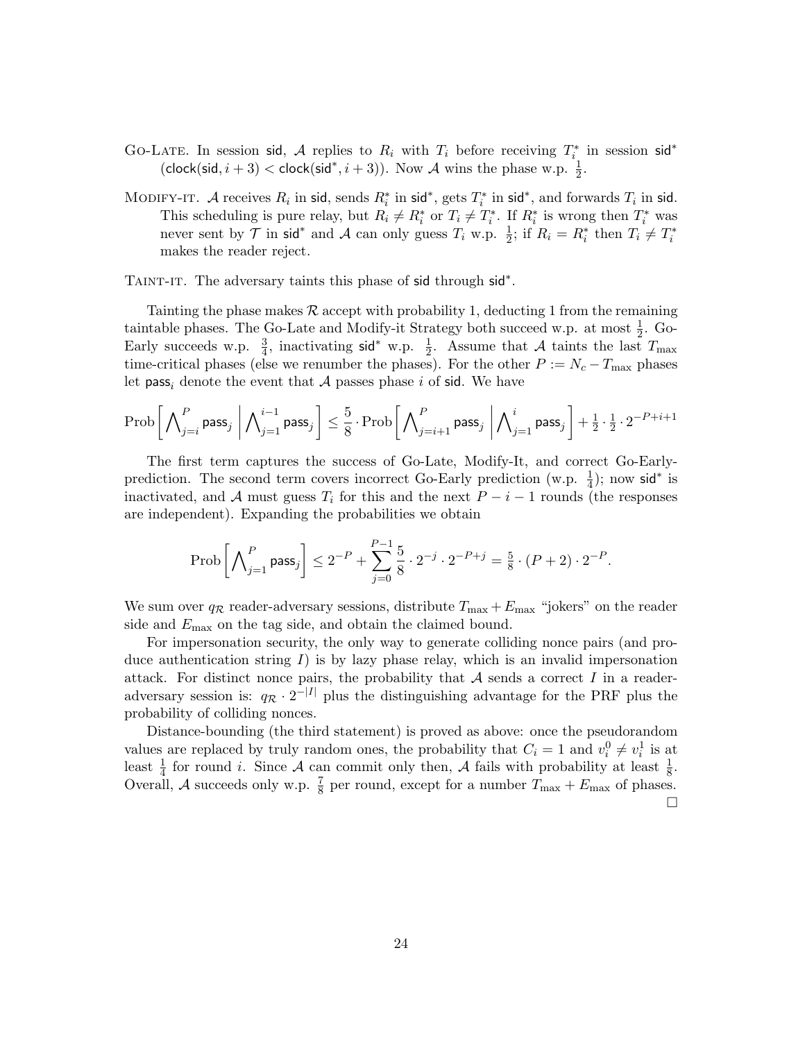Go-Late. In session sid, $\mathcal{A}$ replies to $R_i$ with $T_i$ before receiving $T_i^*$ in session $\mathsf{sid}^*$ ($\mathsf{clock}(\mathsf{sid}, i+3) < \mathsf{clock}(\mathsf{sid}^*, i+3)$). Now $\mathcal{A}$ wins the phase w.p. $\frac{1}{2}$.

Modify-it. $\mathcal{A}$ receives $R_i$ in sid, sends $R_i^*$ in $\mathsf{sid}^*$, gets $T_i^*$ in $\mathsf{sid}^*$, and forwards $T_i$ in sid. This scheduling is pure relay, but $R_i \neq R_i^*$ or $T_i \neq T_i^*$. If $R_i^*$ is wrong then $T_i^*$ was never sent by $\mathcal{T}$ in $\mathsf{sid}^*$ and $\mathcal{A}$ can only guess $T_i$ w.p. $\frac{1}{2}$; if $R_i = R_i^*$ then $T_i \neq T_i^*$ makes the reader reject.

Taint-it. The adversary taints this phase of sid through $\mathsf{sid}^*$.

Tainting the phase makes $\mathcal{R}$ accept with probability 1, deducting 1 from the remaining taintable phases. The Go-Late and Modify-it Strategy both succeed w.p. at most $\frac{1}{2}$. Go-Early succeeds w.p. $\frac{3}{4}$, inactivating $\mathsf{sid}^*$ w.p. $\frac{1}{2}$. Assume that $\mathcal{A}$ taints the last $T_{\max}$ time-critical phases (else we renumber the phases). For the other $P := N_c - T_{\max}$ phases let $\mathsf{pass}_i$ denote the event that $\mathcal{A}$ passes phase $i$ of sid. We have

$$\mathrm{Prob}\left[\bigwedge_{j=i}^{P} \mathsf{pass}_j \,\middle|\, \bigwedge_{j=1}^{i-1} \mathsf{pass}_j\right] \leq \frac{5}{8} \cdot \mathrm{Prob}\left[\bigwedge_{j=i+1}^{P} \mathsf{pass}_j \,\middle|\, \bigwedge_{j=1}^{i} \mathsf{pass}_j\right] + \tfrac{1}{2} \cdot \tfrac{1}{2} \cdot 2^{-P+i+1}$$

The first term captures the success of Go-Late, Modify-It, and correct Go-Early-prediction. The second term covers incorrect Go-Early prediction (w.p. $\frac{1}{4}$); now $\mathsf{sid}^*$ is inactivated, and $\mathcal{A}$ must guess $T_i$ for this and the next $P-i-1$ rounds (the responses are independent). Expanding the probabilities we obtain

$$\mathrm{Prob}\left[\bigwedge_{j=1}^{P} \mathsf{pass}_j\right] \leq 2^{-P} + \sum_{j=0}^{P-1} \frac{5}{8} \cdot 2^{-j} \cdot 2^{-P+j} = \tfrac{5}{8} \cdot (P+2) \cdot 2^{-P}.$$

We sum over $q_{\mathcal{R}}$ reader-adversary sessions, distribute $T_{\max} + E_{\max}$ "jokers" on the reader side and $E_{\max}$ on the tag side, and obtain the claimed bound.

For impersonation security, the only way to generate colliding nonce pairs (and produce authentication string $I$) is by lazy phase relay, which is an invalid impersonation attack. For distinct nonce pairs, the probability that $\mathcal{A}$ sends a correct $I$ in a reader-adversary session is: $q_{\mathcal{R}} \cdot 2^{-|I|}$ plus the distinguishing advantage for the PRF plus the probability of colliding nonces.

Distance-bounding (the third statement) is proved as above: once the pseudorandom values are replaced by truly random ones, the probability that $C_i = 1$ and $v_i^0 \neq v_i^1$ is at least $\frac{1}{4}$ for round $i$. Since $\mathcal{A}$ can commit only then, $\mathcal{A}$ fails with probability at least $\frac{1}{8}$. Overall, $\mathcal{A}$ succeeds only w.p. $\frac{7}{8}$ per round, except for a number $T_{\max} + E_{\max}$ of phases. $\square$